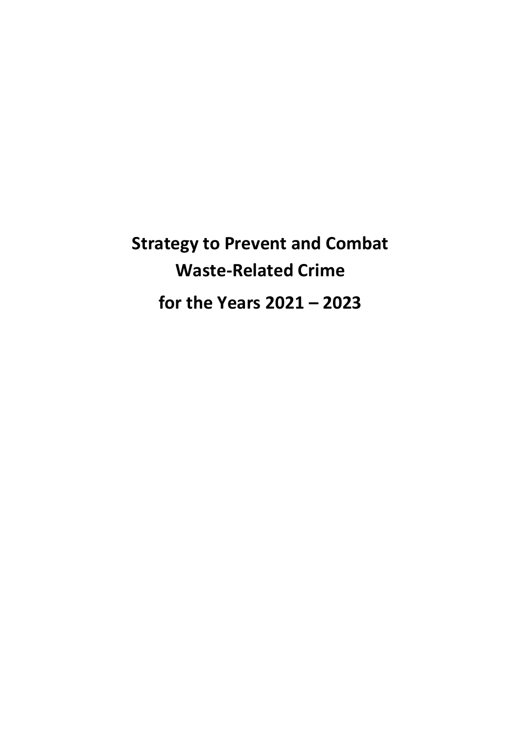# Strategy to Prevent and Combat Waste-Related Crime for the Years 2021 – 2023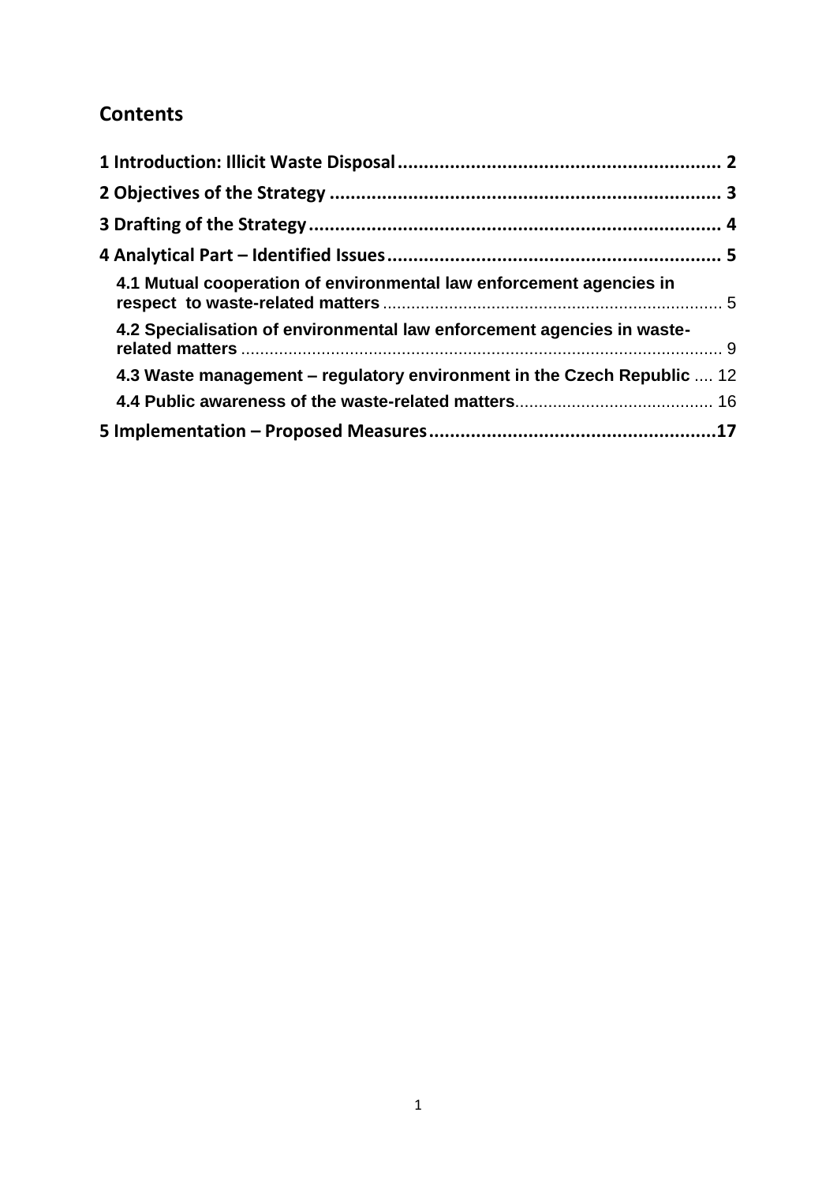# Contents

1 Introduction: Illicit Waste Disposal ............................................................. 2

2 Objectives of the Strategy .......................................................................... 3

3 Drafting of the Strategy .............................................................................. 4

4 Analytical Part – Identified Issues .............................................................. 5

- 4.1 Mutual cooperation of environmental law enforcement agencies in respect to waste-related matters ........................................................................ 5
- 4.2 Specialisation of environmental law enforcement agencies in waste-related matters ..................................................................................................... 9
- 4.3 Waste management – regulatory environment in the Czech Republic .... 12
- 4.4 Public awareness of the waste-related matters.......................................... 16

5 Implementation – Proposed Measures ......................................................17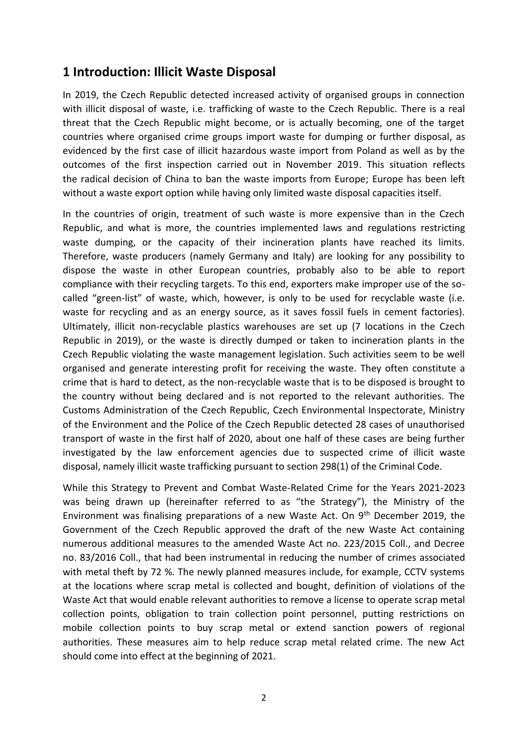## 1 Introduction: Illicit Waste Disposal

In 2019, the Czech Republic detected increased activity of organised groups in connection with illicit disposal of waste, i.e. trafficking of waste to the Czech Republic. There is a real threat that the Czech Republic might become, or is actually becoming, one of the target countries where organised crime groups import waste for dumping or further disposal, as evidenced by the first case of illicit hazardous waste import from Poland as well as by the outcomes of the first inspection carried out in November 2019. This situation reflects the radical decision of China to ban the waste imports from Europe; Europe has been left without a waste export option while having only limited waste disposal capacities itself.

In the countries of origin, treatment of such waste is more expensive than in the Czech Republic, and what is more, the countries implemented laws and regulations restricting waste dumping, or the capacity of their incineration plants have reached its limits. Therefore, waste producers (namely Germany and Italy) are looking for any possibility to dispose the waste in other European countries, probably also to be able to report compliance with their recycling targets. To this end, exporters make improper use of the so-called "green-list" of waste, which, however, is only to be used for recyclable waste (i.e. waste for recycling and as an energy source, as it saves fossil fuels in cement factories). Ultimately, illicit non-recyclable plastics warehouses are set up (7 locations in the Czech Republic in 2019), or the waste is directly dumped or taken to incineration plants in the Czech Republic violating the waste management legislation. Such activities seem to be well organised and generate interesting profit for receiving the waste. They often constitute a crime that is hard to detect, as the non-recyclable waste that is to be disposed is brought to the country without being declared and is not reported to the relevant authorities. The Customs Administration of the Czech Republic, Czech Environmental Inspectorate, Ministry of the Environment and the Police of the Czech Republic detected 28 cases of unauthorised transport of waste in the first half of 2020, about one half of these cases are being further investigated by the law enforcement agencies due to suspected crime of illicit waste disposal, namely illicit waste trafficking pursuant to section 298(1) of the Criminal Code.

While this Strategy to Prevent and Combat Waste-Related Crime for the Years 2021-2023 was being drawn up (hereinafter referred to as "the Strategy"), the Ministry of the Environment was finalising preparations of a new Waste Act. On 9th December 2019, the Government of the Czech Republic approved the draft of the new Waste Act containing numerous additional measures to the amended Waste Act no. 223/2015 Coll., and Decree no. 83/2016 Coll., that had been instrumental in reducing the number of crimes associated with metal theft by 72 %. The newly planned measures include, for example, CCTV systems at the locations where scrap metal is collected and bought, definition of violations of the Waste Act that would enable relevant authorities to remove a license to operate scrap metal collection points, obligation to train collection point personnel, putting restrictions on mobile collection points to buy scrap metal or extend sanction powers of regional authorities. These measures aim to help reduce scrap metal related crime. The new Act should come into effect at the beginning of 2021.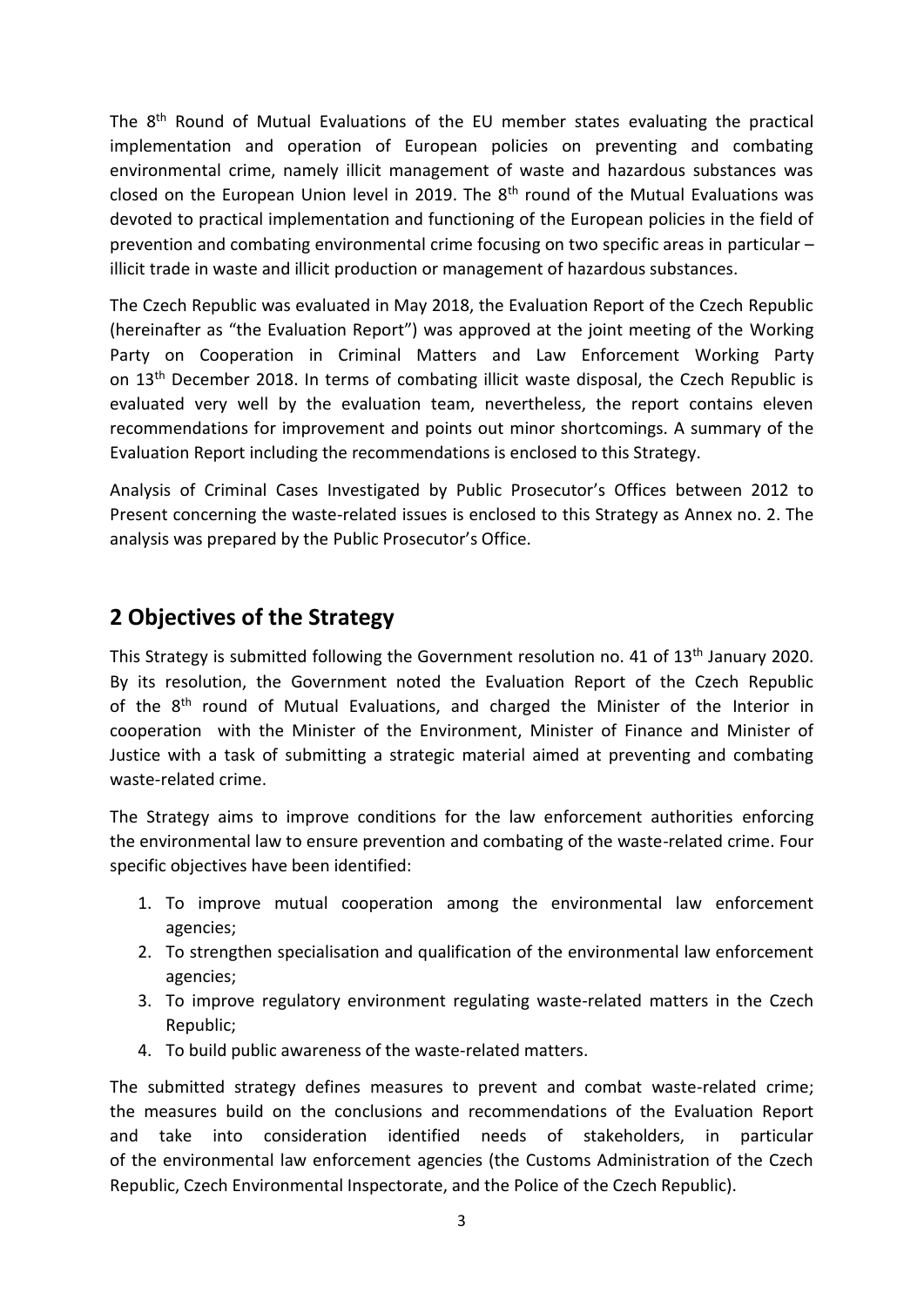The 8th Round of Mutual Evaluations of the EU member states evaluating the practical implementation and operation of European policies on preventing and combating environmental crime, namely illicit management of waste and hazardous substances was closed on the European Union level in 2019. The 8th round of the Mutual Evaluations was devoted to practical implementation and functioning of the European policies in the field of prevention and combating environmental crime focusing on two specific areas in particular – illicit trade in waste and illicit production or management of hazardous substances.

The Czech Republic was evaluated in May 2018, the Evaluation Report of the Czech Republic (hereinafter as "the Evaluation Report") was approved at the joint meeting of the Working Party on Cooperation in Criminal Matters and Law Enforcement Working Party on 13th December 2018. In terms of combating illicit waste disposal, the Czech Republic is evaluated very well by the evaluation team, nevertheless, the report contains eleven recommendations for improvement and points out minor shortcomings. A summary of the Evaluation Report including the recommendations is enclosed to this Strategy.

Analysis of Criminal Cases Investigated by Public Prosecutor's Offices between 2012 to Present concerning the waste-related issues is enclosed to this Strategy as Annex no. 2. The analysis was prepared by the Public Prosecutor's Office.

## 2 Objectives of the Strategy

This Strategy is submitted following the Government resolution no. 41 of 13th January 2020. By its resolution, the Government noted the Evaluation Report of the Czech Republic of the 8th round of Mutual Evaluations, and charged the Minister of the Interior in cooperation with the Minister of the Environment, Minister of Finance and Minister of Justice with a task of submitting a strategic material aimed at preventing and combating waste-related crime.

The Strategy aims to improve conditions for the law enforcement authorities enforcing the environmental law to ensure prevention and combating of the waste-related crime. Four specific objectives have been identified:

1. To improve mutual cooperation among the environmental law enforcement agencies;
2. To strengthen specialisation and qualification of the environmental law enforcement agencies;
3. To improve regulatory environment regulating waste-related matters in the Czech Republic;
4. To build public awareness of the waste-related matters.

The submitted strategy defines measures to prevent and combat waste-related crime; the measures build on the conclusions and recommendations of the Evaluation Report and take into consideration identified needs of stakeholders, in particular of the environmental law enforcement agencies (the Customs Administration of the Czech Republic, Czech Environmental Inspectorate, and the Police of the Czech Republic).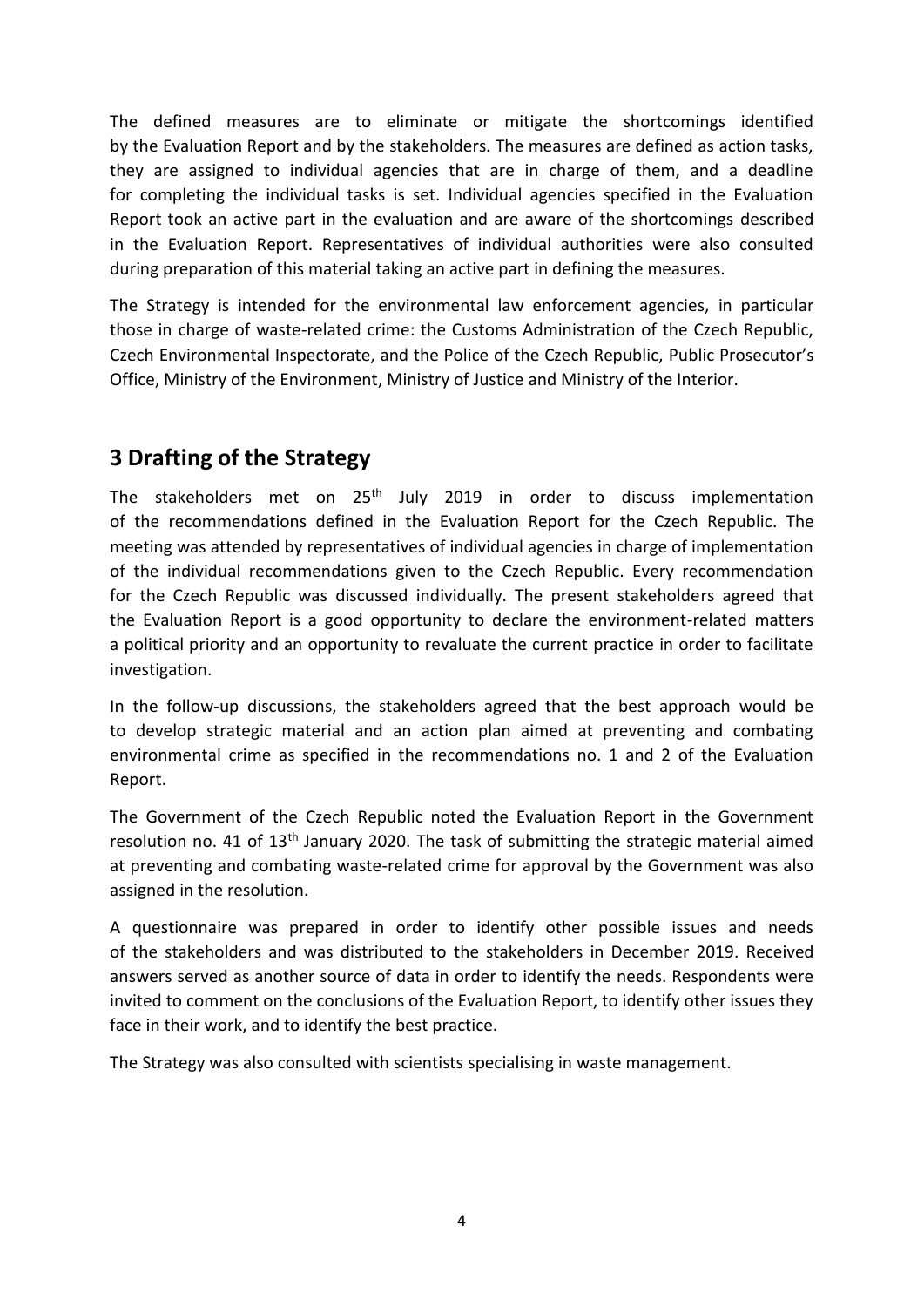The defined measures are to eliminate or mitigate the shortcomings identified by the Evaluation Report and by the stakeholders. The measures are defined as action tasks, they are assigned to individual agencies that are in charge of them, and a deadline for completing the individual tasks is set. Individual agencies specified in the Evaluation Report took an active part in the evaluation and are aware of the shortcomings described in the Evaluation Report. Representatives of individual authorities were also consulted during preparation of this material taking an active part in defining the measures.

The Strategy is intended for the environmental law enforcement agencies, in particular those in charge of waste-related crime: the Customs Administration of the Czech Republic, Czech Environmental Inspectorate, and the Police of the Czech Republic, Public Prosecutor's Office, Ministry of the Environment, Ministry of Justice and Ministry of the Interior.

# 3 Drafting of the Strategy

The stakeholders met on 25th July 2019 in order to discuss implementation of the recommendations defined in the Evaluation Report for the Czech Republic. The meeting was attended by representatives of individual agencies in charge of implementation of the individual recommendations given to the Czech Republic. Every recommendation for the Czech Republic was discussed individually. The present stakeholders agreed that the Evaluation Report is a good opportunity to declare the environment-related matters a political priority and an opportunity to revaluate the current practice in order to facilitate investigation.

In the follow-up discussions, the stakeholders agreed that the best approach would be to develop strategic material and an action plan aimed at preventing and combating environmental crime as specified in the recommendations no. 1 and 2 of the Evaluation Report.

The Government of the Czech Republic noted the Evaluation Report in the Government resolution no. 41 of 13th January 2020. The task of submitting the strategic material aimed at preventing and combating waste-related crime for approval by the Government was also assigned in the resolution.

A questionnaire was prepared in order to identify other possible issues and needs of the stakeholders and was distributed to the stakeholders in December 2019. Received answers served as another source of data in order to identify the needs. Respondents were invited to comment on the conclusions of the Evaluation Report, to identify other issues they face in their work, and to identify the best practice.

The Strategy was also consulted with scientists specialising in waste management.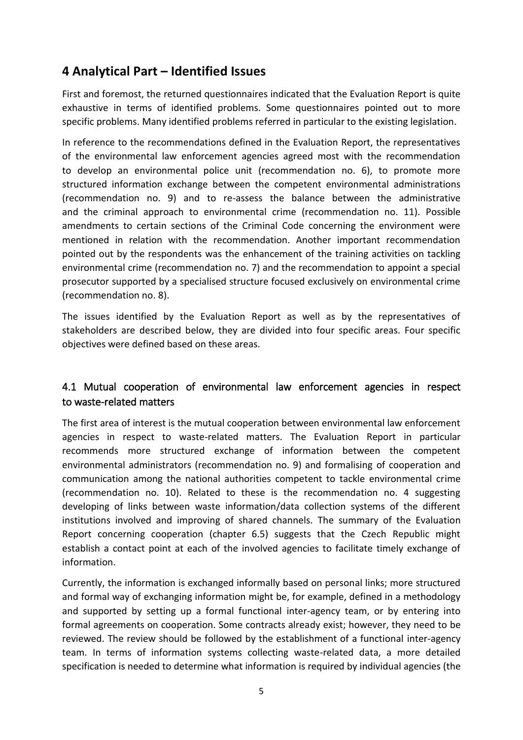## 4 Analytical Part – Identified Issues

First and foremost, the returned questionnaires indicated that the Evaluation Report is quite exhaustive in terms of identified problems. Some questionnaires pointed out to more specific problems. Many identified problems referred in particular to the existing legislation.

In reference to the recommendations defined in the Evaluation Report, the representatives of the environmental law enforcement agencies agreed most with the recommendation to develop an environmental police unit (recommendation no. 6), to promote more structured information exchange between the competent environmental administrations (recommendation no. 9) and to re-assess the balance between the administrative and the criminal approach to environmental crime (recommendation no. 11). Possible amendments to certain sections of the Criminal Code concerning the environment were mentioned in relation with the recommendation. Another important recommendation pointed out by the respondents was the enhancement of the training activities on tackling environmental crime (recommendation no. 7) and the recommendation to appoint a special prosecutor supported by a specialised structure focused exclusively on environmental crime (recommendation no. 8).

The issues identified by the Evaluation Report as well as by the representatives of stakeholders are described below, they are divided into four specific areas. Four specific objectives were defined based on these areas.

### 4.1 Mutual cooperation of environmental law enforcement agencies in respect to waste-related matters

The first area of interest is the mutual cooperation between environmental law enforcement agencies in respect to waste-related matters. The Evaluation Report in particular recommends more structured exchange of information between the competent environmental administrators (recommendation no. 9) and formalising of cooperation and communication among the national authorities competent to tackle environmental crime (recommendation no. 10). Related to these is the recommendation no. 4 suggesting developing of links between waste information/data collection systems of the different institutions involved and improving of shared channels. The summary of the Evaluation Report concerning cooperation (chapter 6.5) suggests that the Czech Republic might establish a contact point at each of the involved agencies to facilitate timely exchange of information.

Currently, the information is exchanged informally based on personal links; more structured and formal way of exchanging information might be, for example, defined in a methodology and supported by setting up a formal functional inter-agency team, or by entering into formal agreements on cooperation. Some contracts already exist; however, they need to be reviewed. The review should be followed by the establishment of a functional inter-agency team. In terms of information systems collecting waste-related data, a more detailed specification is needed to determine what information is required by individual agencies (the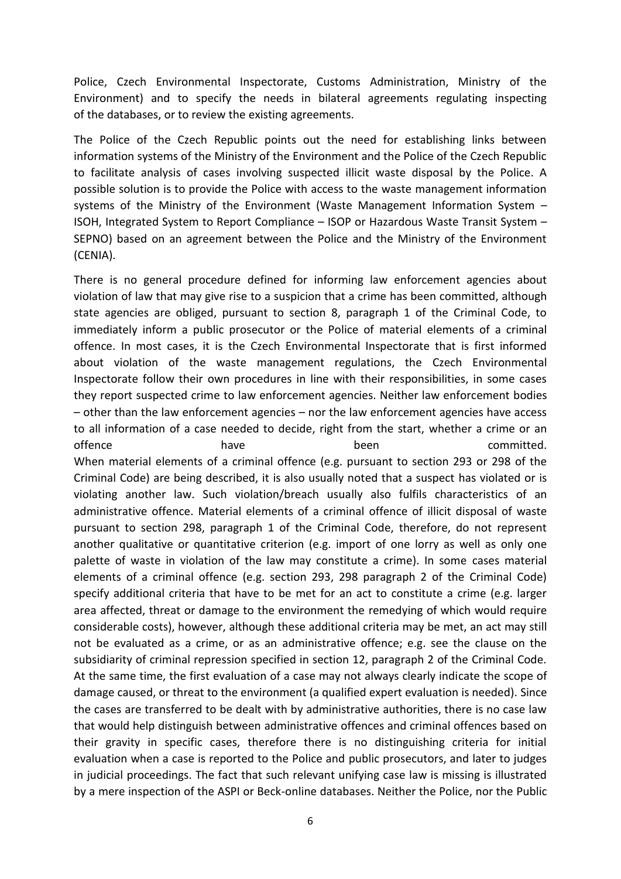Police, Czech Environmental Inspectorate, Customs Administration, Ministry of the Environment) and to specify the needs in bilateral agreements regulating inspecting of the databases, or to review the existing agreements.

The Police of the Czech Republic points out the need for establishing links between information systems of the Ministry of the Environment and the Police of the Czech Republic to facilitate analysis of cases involving suspected illicit waste disposal by the Police. A possible solution is to provide the Police with access to the waste management information systems of the Ministry of the Environment (Waste Management Information System – ISOH, Integrated System to Report Compliance – ISOP or Hazardous Waste Transit System – SEPNO) based on an agreement between the Police and the Ministry of the Environment (CENIA).

There is no general procedure defined for informing law enforcement agencies about violation of law that may give rise to a suspicion that a crime has been committed, although state agencies are obliged, pursuant to section 8, paragraph 1 of the Criminal Code, to immediately inform a public prosecutor or the Police of material elements of a criminal offence. In most cases, it is the Czech Environmental Inspectorate that is first informed about violation of the waste management regulations, the Czech Environmental Inspectorate follow their own procedures in line with their responsibilities, in some cases they report suspected crime to law enforcement agencies. Neither law enforcement bodies – other than the law enforcement agencies – nor the law enforcement agencies have access to all information of a case needed to decide, right from the start, whether a crime or an offence have been committed.
When material elements of a criminal offence (e.g. pursuant to section 293 or 298 of the Criminal Code) are being described, it is also usually noted that a suspect has violated or is violating another law. Such violation/breach usually also fulfils characteristics of an administrative offence. Material elements of a criminal offence of illicit disposal of waste pursuant to section 298, paragraph 1 of the Criminal Code, therefore, do not represent another qualitative or quantitative criterion (e.g. import of one lorry as well as only one palette of waste in violation of the law may constitute a crime). In some cases material elements of a criminal offence (e.g. section 293, 298 paragraph 2 of the Criminal Code) specify additional criteria that have to be met for an act to constitute a crime (e.g. larger area affected, threat or damage to the environment the remedying of which would require considerable costs), however, although these additional criteria may be met, an act may still not be evaluated as a crime, or as an administrative offence; e.g. see the clause on the subsidiarity of criminal repression specified in section 12, paragraph 2 of the Criminal Code. At the same time, the first evaluation of a case may not always clearly indicate the scope of damage caused, or threat to the environment (a qualified expert evaluation is needed). Since the cases are transferred to be dealt with by administrative authorities, there is no case law that would help distinguish between administrative offences and criminal offences based on their gravity in specific cases, therefore there is no distinguishing criteria for initial evaluation when a case is reported to the Police and public prosecutors, and later to judges in judicial proceedings. The fact that such relevant unifying case law is missing is illustrated by a mere inspection of the ASPI or Beck-online databases. Neither the Police, nor the Public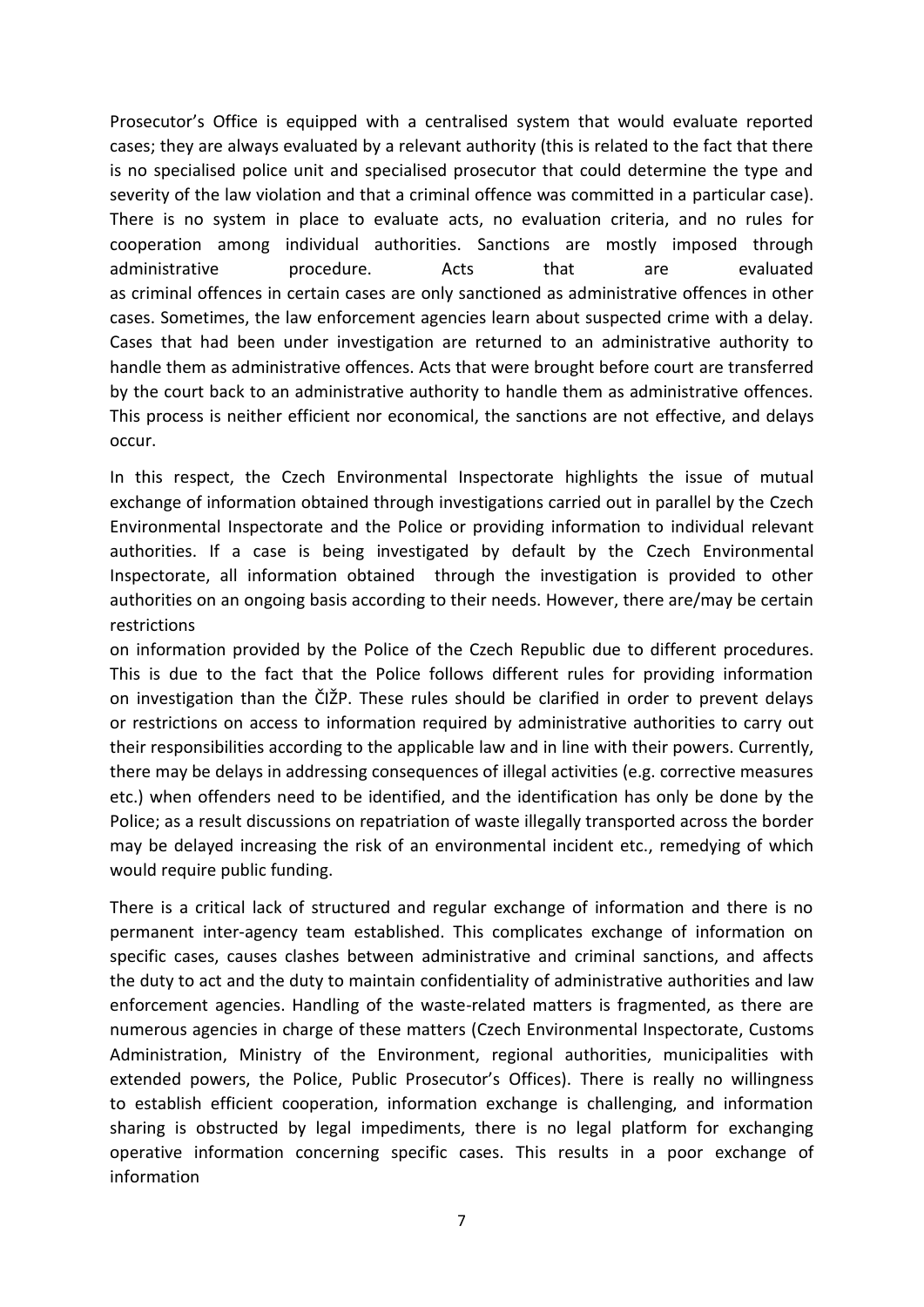Prosecutor's Office is equipped with a centralised system that would evaluate reported cases; they are always evaluated by a relevant authority (this is related to the fact that there is no specialised police unit and specialised prosecutor that could determine the type and severity of the law violation and that a criminal offence was committed in a particular case). There is no system in place to evaluate acts, no evaluation criteria, and no rules for cooperation among individual authorities. Sanctions are mostly imposed through administrative procedure. Acts that are evaluated as criminal offences in certain cases are only sanctioned as administrative offences in other cases. Sometimes, the law enforcement agencies learn about suspected crime with a delay. Cases that had been under investigation are returned to an administrative authority to handle them as administrative offences. Acts that were brought before court are transferred by the court back to an administrative authority to handle them as administrative offences. This process is neither efficient nor economical, the sanctions are not effective, and delays occur.

In this respect, the Czech Environmental Inspectorate highlights the issue of mutual exchange of information obtained through investigations carried out in parallel by the Czech Environmental Inspectorate and the Police or providing information to individual relevant authorities. If a case is being investigated by default by the Czech Environmental Inspectorate, all information obtained through the investigation is provided to other authorities on an ongoing basis according to their needs. However, there are/may be certain restrictions on information provided by the Police of the Czech Republic due to different procedures. This is due to the fact that the Police follows different rules for providing information on investigation than the ČIŽP. These rules should be clarified in order to prevent delays or restrictions on access to information required by administrative authorities to carry out their responsibilities according to the applicable law and in line with their powers. Currently, there may be delays in addressing consequences of illegal activities (e.g. corrective measures etc.) when offenders need to be identified, and the identification has only be done by the Police; as a result discussions on repatriation of waste illegally transported across the border may be delayed increasing the risk of an environmental incident etc., remedying of which would require public funding.

There is a critical lack of structured and regular exchange of information and there is no permanent inter-agency team established. This complicates exchange of information on specific cases, causes clashes between administrative and criminal sanctions, and affects the duty to act and the duty to maintain confidentiality of administrative authorities and law enforcement agencies. Handling of the waste-related matters is fragmented, as there are numerous agencies in charge of these matters (Czech Environmental Inspectorate, Customs Administration, Ministry of the Environment, regional authorities, municipalities with extended powers, the Police, Public Prosecutor's Offices). There is really no willingness to establish efficient cooperation, information exchange is challenging, and information sharing is obstructed by legal impediments, there is no legal platform for exchanging operative information concerning specific cases. This results in a poor exchange of information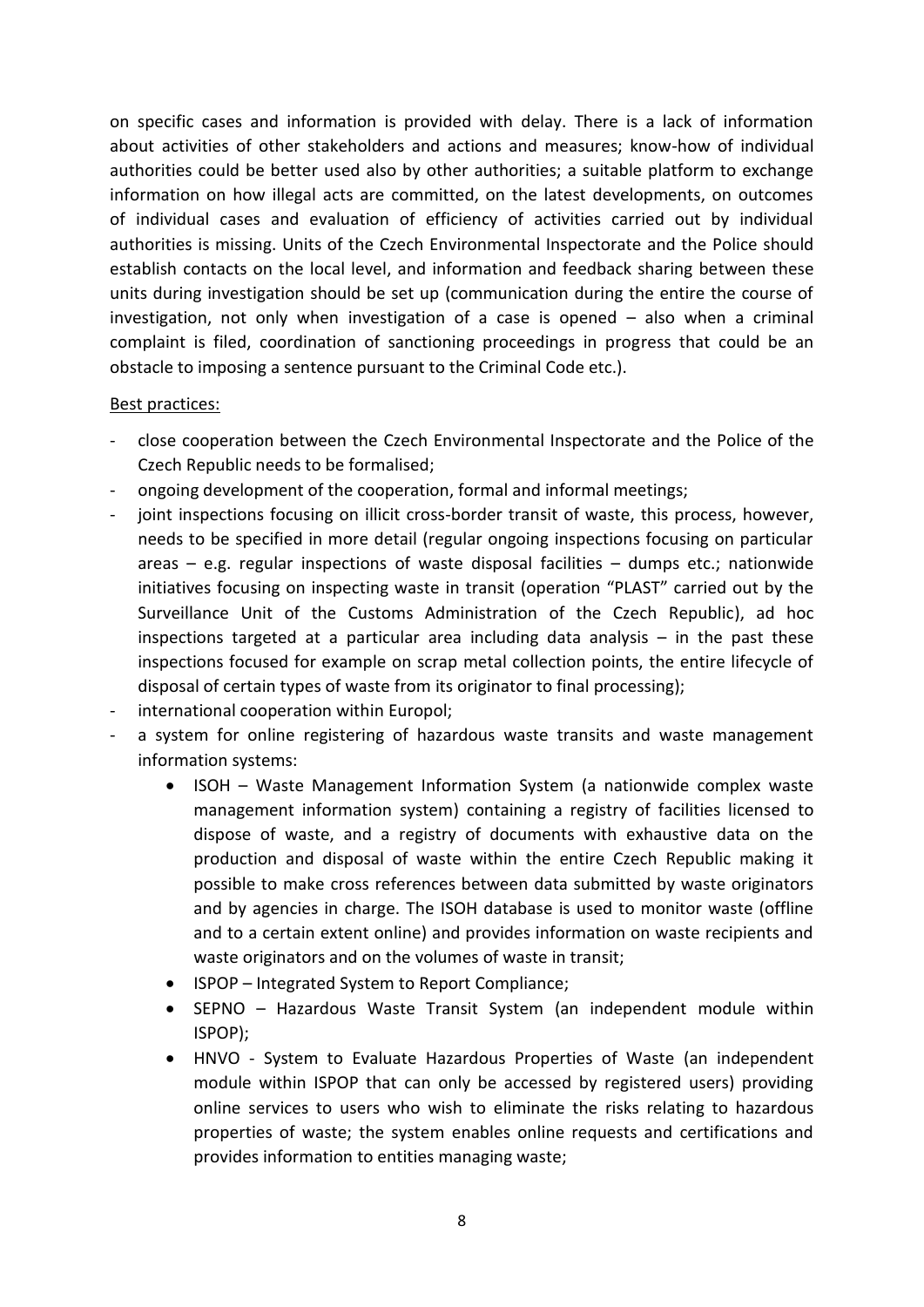on specific cases and information is provided with delay. There is a lack of information about activities of other stakeholders and actions and measures; know-how of individual authorities could be better used also by other authorities; a suitable platform to exchange information on how illegal acts are committed, on the latest developments, on outcomes of individual cases and evaluation of efficiency of activities carried out by individual authorities is missing. Units of the Czech Environmental Inspectorate and the Police should establish contacts on the local level, and information and feedback sharing between these units during investigation should be set up (communication during the entire the course of investigation, not only when investigation of a case is opened – also when a criminal complaint is filed, coordination of sanctioning proceedings in progress that could be an obstacle to imposing a sentence pursuant to the Criminal Code etc.).

Best practices:

- close cooperation between the Czech Environmental Inspectorate and the Police of the Czech Republic needs to be formalised;
- ongoing development of the cooperation, formal and informal meetings;
- joint inspections focusing on illicit cross-border transit of waste, this process, however, needs to be specified in more detail (regular ongoing inspections focusing on particular areas – e.g. regular inspections of waste disposal facilities – dumps etc.; nationwide initiatives focusing on inspecting waste in transit (operation "PLAST" carried out by the Surveillance Unit of the Customs Administration of the Czech Republic), ad hoc inspections targeted at a particular area including data analysis – in the past these inspections focused for example on scrap metal collection points, the entire lifecycle of disposal of certain types of waste from its originator to final processing);
- international cooperation within Europol;
- a system for online registering of hazardous waste transits and waste management information systems:
    - ISOH – Waste Management Information System (a nationwide complex waste management information system) containing a registry of facilities licensed to dispose of waste, and a registry of documents with exhaustive data on the production and disposal of waste within the entire Czech Republic making it possible to make cross references between data submitted by waste originators and by agencies in charge. The ISOH database is used to monitor waste (offline and to a certain extent online) and provides information on waste recipients and waste originators and on the volumes of waste in transit;
    - ISPOP – Integrated System to Report Compliance;
    - SEPNO – Hazardous Waste Transit System (an independent module within ISPOP);
    - HNVO - System to Evaluate Hazardous Properties of Waste (an independent module within ISPOP that can only be accessed by registered users) providing online services to users who wish to eliminate the risks relating to hazardous properties of waste; the system enables online requests and certifications and provides information to entities managing waste;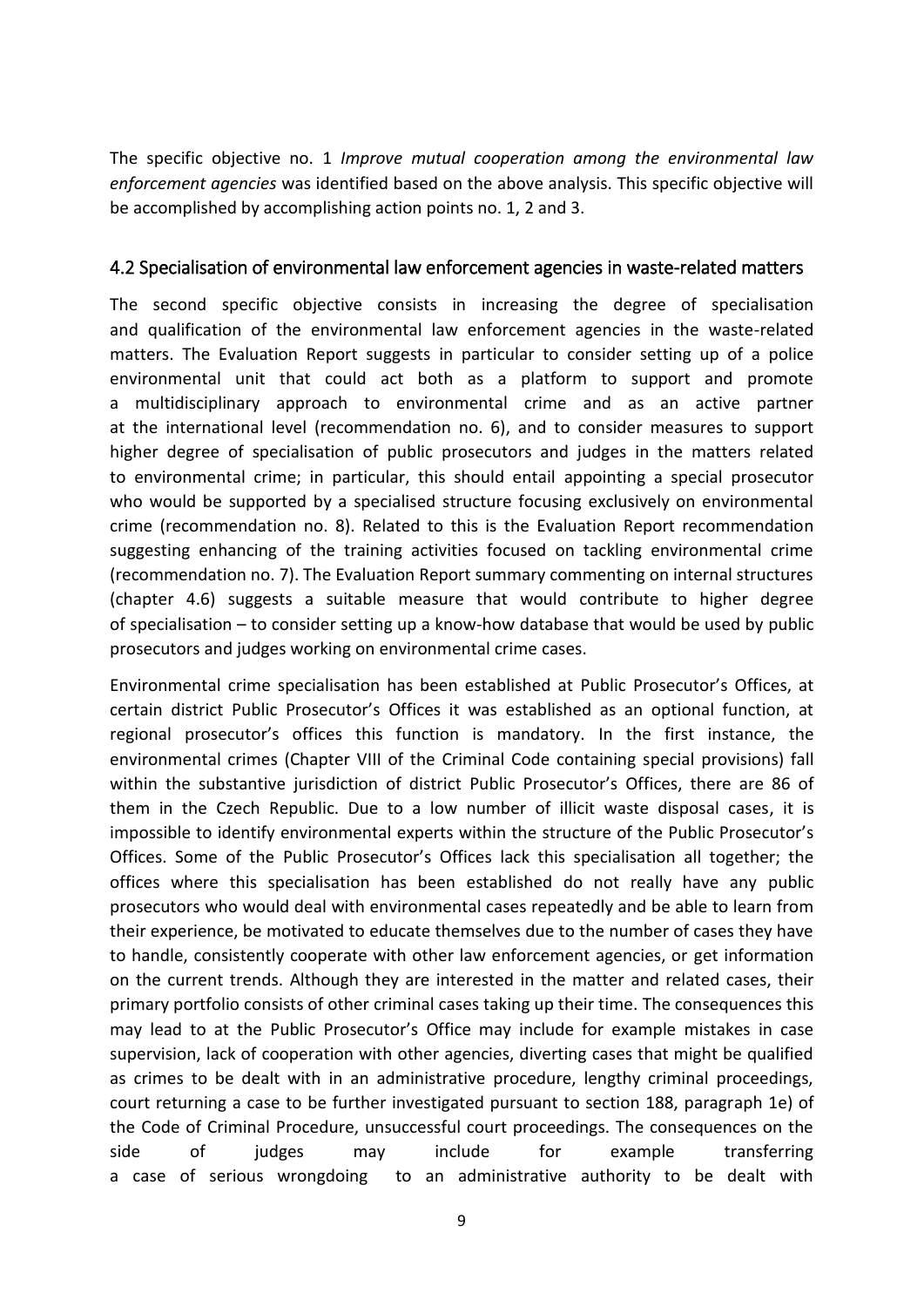The specific objective no. 1 *Improve mutual cooperation among the environmental law enforcement agencies* was identified based on the above analysis. This specific objective will be accomplished by accomplishing action points no. 1, 2 and 3.

## 4.2 Specialisation of environmental law enforcement agencies in waste-related matters

The second specific objective consists in increasing the degree of specialisation and qualification of the environmental law enforcement agencies in the waste-related matters. The Evaluation Report suggests in particular to consider setting up of a police environmental unit that could act both as a platform to support and promote a multidisciplinary approach to environmental crime and as an active partner at the international level (recommendation no. 6), and to consider measures to support higher degree of specialisation of public prosecutors and judges in the matters related to environmental crime; in particular, this should entail appointing a special prosecutor who would be supported by a specialised structure focusing exclusively on environmental crime (recommendation no. 8). Related to this is the Evaluation Report recommendation suggesting enhancing of the training activities focused on tackling environmental crime (recommendation no. 7). The Evaluation Report summary commenting on internal structures (chapter 4.6) suggests a suitable measure that would contribute to higher degree of specialisation – to consider setting up a know-how database that would be used by public prosecutors and judges working on environmental crime cases.

Environmental crime specialisation has been established at Public Prosecutor's Offices, at certain district Public Prosecutor's Offices it was established as an optional function, at regional prosecutor's offices this function is mandatory. In the first instance, the environmental crimes (Chapter VIII of the Criminal Code containing special provisions) fall within the substantive jurisdiction of district Public Prosecutor's Offices, there are 86 of them in the Czech Republic. Due to a low number of illicit waste disposal cases, it is impossible to identify environmental experts within the structure of the Public Prosecutor's Offices. Some of the Public Prosecutor's Offices lack this specialisation all together; the offices where this specialisation has been established do not really have any public prosecutors who would deal with environmental cases repeatedly and be able to learn from their experience, be motivated to educate themselves due to the number of cases they have to handle, consistently cooperate with other law enforcement agencies, or get information on the current trends. Although they are interested in the matter and related cases, their primary portfolio consists of other criminal cases taking up their time. The consequences this may lead to at the Public Prosecutor's Office may include for example mistakes in case supervision, lack of cooperation with other agencies, diverting cases that might be qualified as crimes to be dealt with in an administrative procedure, lengthy criminal proceedings, court returning a case to be further investigated pursuant to section 188, paragraph 1e) of the Code of Criminal Procedure, unsuccessful court proceedings. The consequences on the side of judges may include for example transferring a case of serious wrongdoing to an administrative authority to be dealt with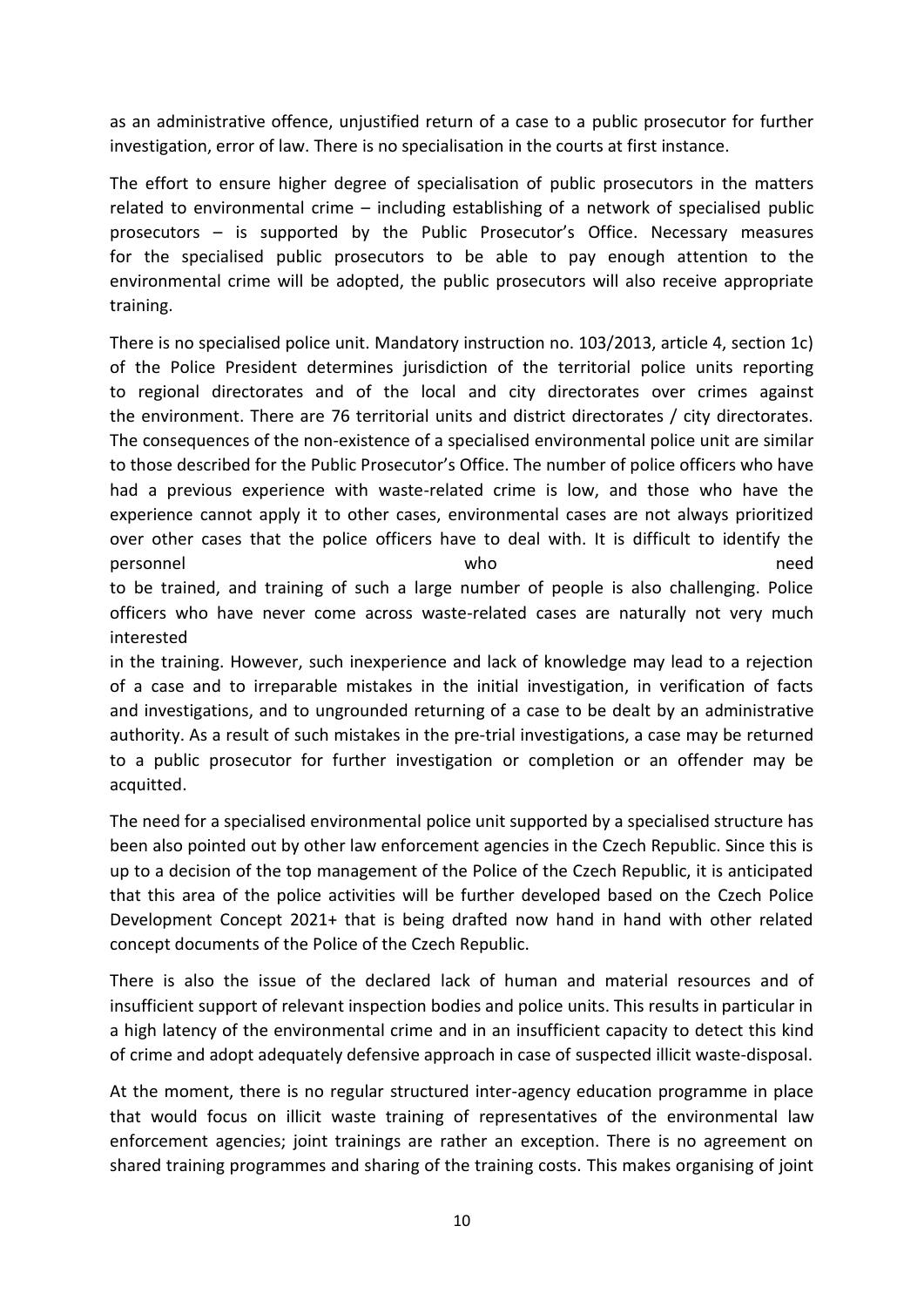as an administrative offence, unjustified return of a case to a public prosecutor for further investigation, error of law. There is no specialisation in the courts at first instance.

The effort to ensure higher degree of specialisation of public prosecutors in the matters related to environmental crime – including establishing of a network of specialised public prosecutors – is supported by the Public Prosecutor's Office. Necessary measures for the specialised public prosecutors to be able to pay enough attention to the environmental crime will be adopted, the public prosecutors will also receive appropriate training.

There is no specialised police unit. Mandatory instruction no. 103/2013, article 4, section 1c) of the Police President determines jurisdiction of the territorial police units reporting to regional directorates and of the local and city directorates over crimes against the environment. There are 76 territorial units and district directorates / city directorates. The consequences of the non-existence of a specialised environmental police unit are similar to those described for the Public Prosecutor's Office. The number of police officers who have had a previous experience with waste-related crime is low, and those who have the experience cannot apply it to other cases, environmental cases are not always prioritized over other cases that the police officers have to deal with. It is difficult to identify the personnel who need to be trained, and training of such a large number of people is also challenging. Police officers who have never come across waste-related cases are naturally not very much interested in the training. However, such inexperience and lack of knowledge may lead to a rejection of a case and to irreparable mistakes in the initial investigation, in verification of facts and investigations, and to ungrounded returning of a case to be dealt by an administrative authority. As a result of such mistakes in the pre-trial investigations, a case may be returned to a public prosecutor for further investigation or completion or an offender may be acquitted.

The need for a specialised environmental police unit supported by a specialised structure has been also pointed out by other law enforcement agencies in the Czech Republic. Since this is up to a decision of the top management of the Police of the Czech Republic, it is anticipated that this area of the police activities will be further developed based on the Czech Police Development Concept 2021+ that is being drafted now hand in hand with other related concept documents of the Police of the Czech Republic.

There is also the issue of the declared lack of human and material resources and of insufficient support of relevant inspection bodies and police units. This results in particular in a high latency of the environmental crime and in an insufficient capacity to detect this kind of crime and adopt adequately defensive approach in case of suspected illicit waste-disposal.

At the moment, there is no regular structured inter-agency education programme in place that would focus on illicit waste training of representatives of the environmental law enforcement agencies; joint trainings are rather an exception. There is no agreement on shared training programmes and sharing of the training costs. This makes organising of joint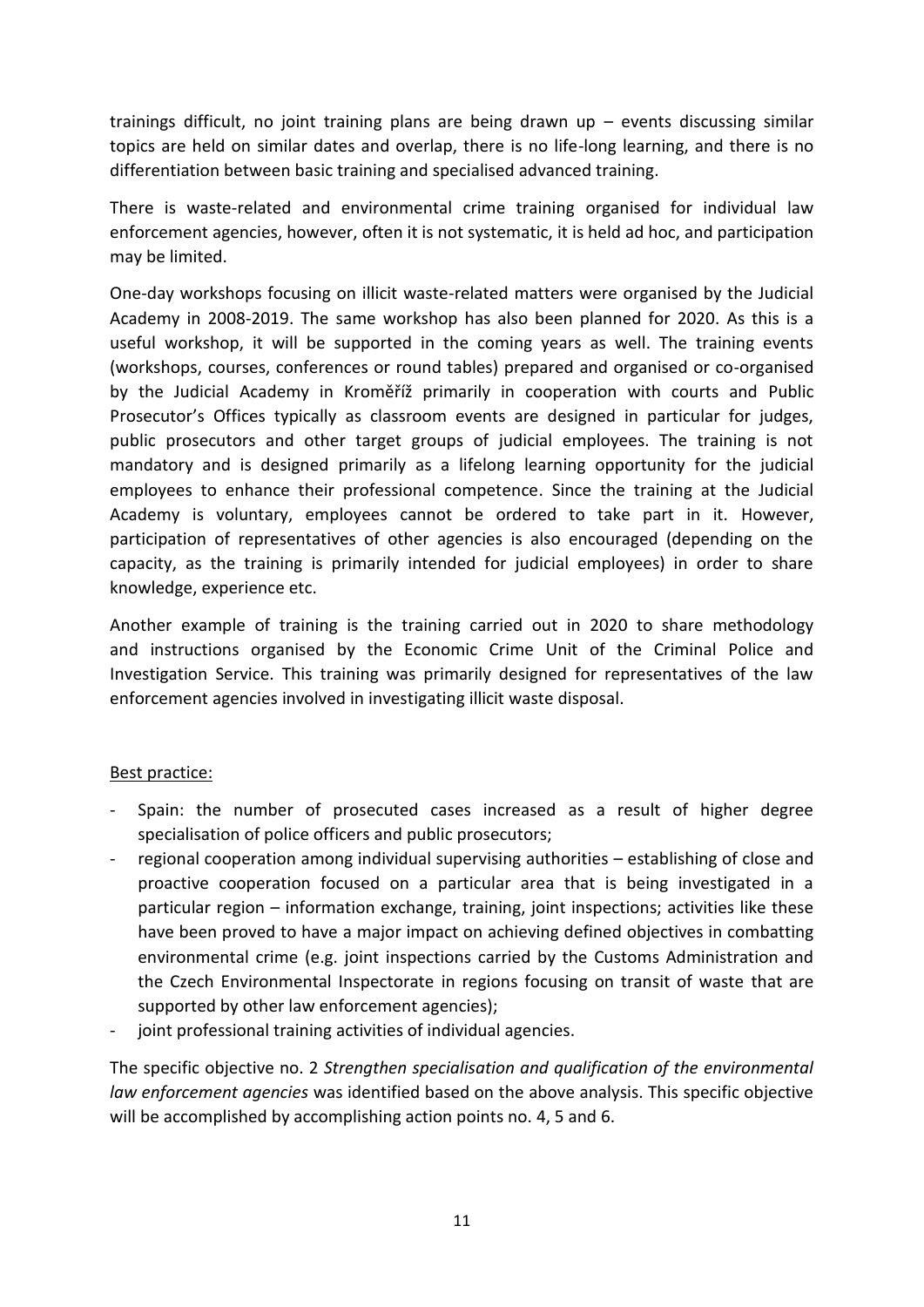trainings difficult, no joint training plans are being drawn up – events discussing similar topics are held on similar dates and overlap, there is no life-long learning, and there is no differentiation between basic training and specialised advanced training.

There is waste-related and environmental crime training organised for individual law enforcement agencies, however, often it is not systematic, it is held ad hoc, and participation may be limited.

One-day workshops focusing on illicit waste-related matters were organised by the Judicial Academy in 2008-2019. The same workshop has also been planned for 2020. As this is a useful workshop, it will be supported in the coming years as well. The training events (workshops, courses, conferences or round tables) prepared and organised or co-organised by the Judicial Academy in Kroměříž primarily in cooperation with courts and Public Prosecutor's Offices typically as classroom events are designed in particular for judges, public prosecutors and other target groups of judicial employees. The training is not mandatory and is designed primarily as a lifelong learning opportunity for the judicial employees to enhance their professional competence. Since the training at the Judicial Academy is voluntary, employees cannot be ordered to take part in it. However, participation of representatives of other agencies is also encouraged (depending on the capacity, as the training is primarily intended for judicial employees) in order to share knowledge, experience etc.

Another example of training is the training carried out in 2020 to share methodology and instructions organised by the Economic Crime Unit of the Criminal Police and Investigation Service. This training was primarily designed for representatives of the law enforcement agencies involved in investigating illicit waste disposal.

Best practice:

- Spain: the number of prosecuted cases increased as a result of higher degree specialisation of police officers and public prosecutors;
- regional cooperation among individual supervising authorities – establishing of close and proactive cooperation focused on a particular area that is being investigated in a particular region – information exchange, training, joint inspections; activities like these have been proved to have a major impact on achieving defined objectives in combatting environmental crime (e.g. joint inspections carried by the Customs Administration and the Czech Environmental Inspectorate in regions focusing on transit of waste that are supported by other law enforcement agencies);
- joint professional training activities of individual agencies.

The specific objective no. 2 *Strengthen specialisation and qualification of the environmental law enforcement agencies* was identified based on the above analysis. This specific objective will be accomplished by accomplishing action points no. 4, 5 and 6.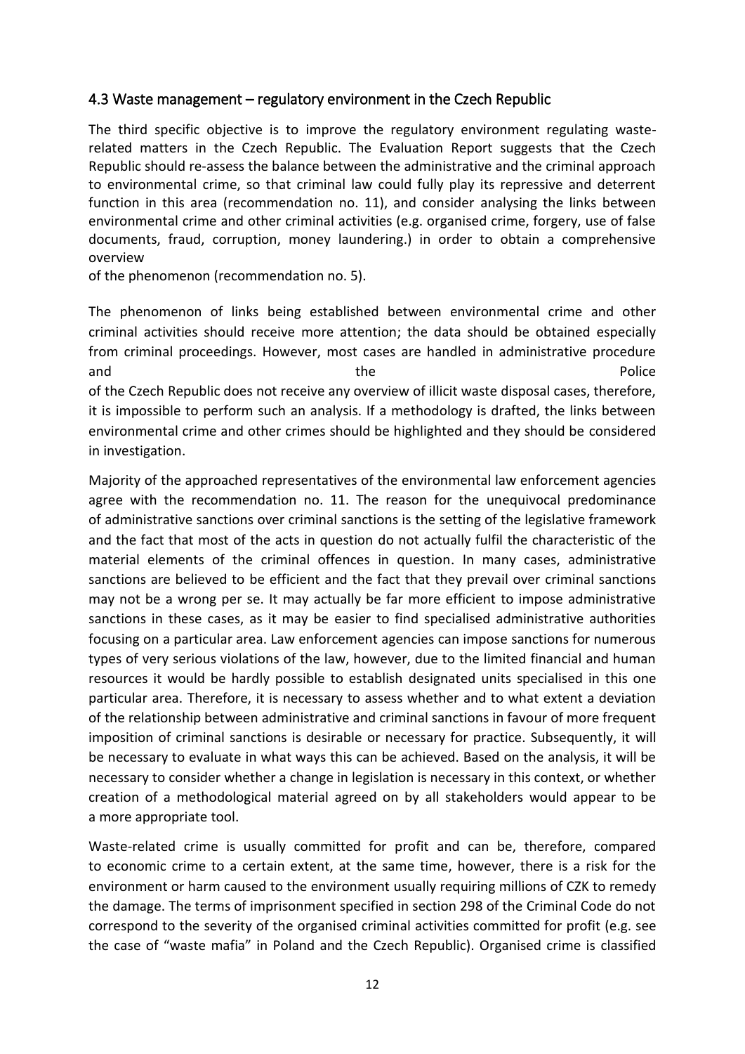## 4.3 Waste management – regulatory environment in the Czech Republic

The third specific objective is to improve the regulatory environment regulating waste-related matters in the Czech Republic. The Evaluation Report suggests that the Czech Republic should re-assess the balance between the administrative and the criminal approach to environmental crime, so that criminal law could fully play its repressive and deterrent function in this area (recommendation no. 11), and consider analysing the links between environmental crime and other criminal activities (e.g. organised crime, forgery, use of false documents, fraud, corruption, money laundering.) in order to obtain a comprehensive overview of the phenomenon (recommendation no. 5).

The phenomenon of links being established between environmental crime and other criminal activities should receive more attention; the data should be obtained especially from criminal proceedings. However, most cases are handled in administrative procedure and the Police of the Czech Republic does not receive any overview of illicit waste disposal cases, therefore, it is impossible to perform such an analysis. If a methodology is drafted, the links between environmental crime and other crimes should be highlighted and they should be considered in investigation.

Majority of the approached representatives of the environmental law enforcement agencies agree with the recommendation no. 11. The reason for the unequivocal predominance of administrative sanctions over criminal sanctions is the setting of the legislative framework and the fact that most of the acts in question do not actually fulfil the characteristic of the material elements of the criminal offences in question. In many cases, administrative sanctions are believed to be efficient and the fact that they prevail over criminal sanctions may not be a wrong per se. It may actually be far more efficient to impose administrative sanctions in these cases, as it may be easier to find specialised administrative authorities focusing on a particular area. Law enforcement agencies can impose sanctions for numerous types of very serious violations of the law, however, due to the limited financial and human resources it would be hardly possible to establish designated units specialised in this one particular area. Therefore, it is necessary to assess whether and to what extent a deviation of the relationship between administrative and criminal sanctions in favour of more frequent imposition of criminal sanctions is desirable or necessary for practice. Subsequently, it will be necessary to evaluate in what ways this can be achieved. Based on the analysis, it will be necessary to consider whether a change in legislation is necessary in this context, or whether creation of a methodological material agreed on by all stakeholders would appear to be a more appropriate tool.

Waste-related crime is usually committed for profit and can be, therefore, compared to economic crime to a certain extent, at the same time, however, there is a risk for the environment or harm caused to the environment usually requiring millions of CZK to remedy the damage. The terms of imprisonment specified in section 298 of the Criminal Code do not correspond to the severity of the organised criminal activities committed for profit (e.g. see the case of "waste mafia" in Poland and the Czech Republic). Organised crime is classified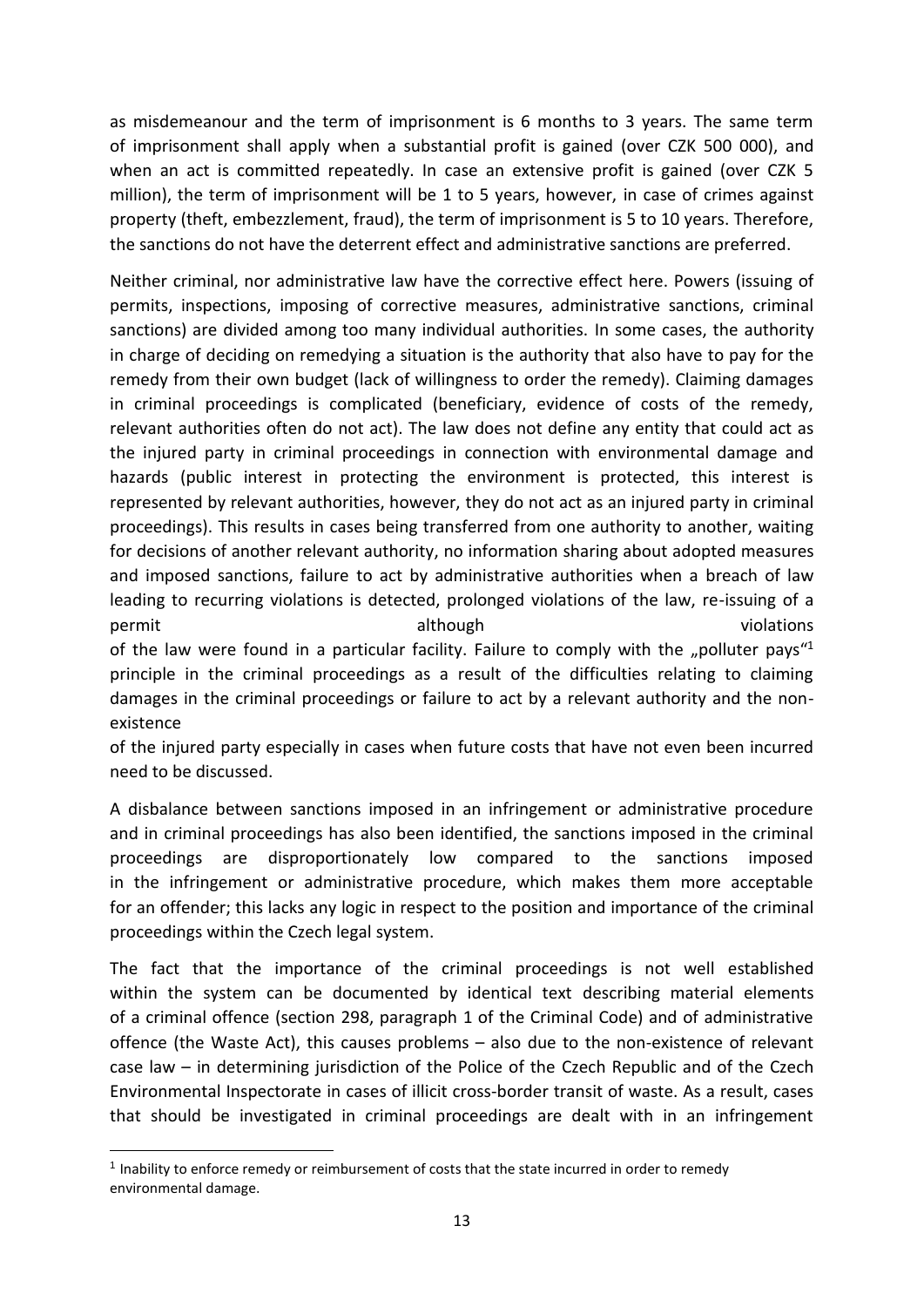as misdemeanour and the term of imprisonment is 6 months to 3 years. The same term of imprisonment shall apply when a substantial profit is gained (over CZK 500 000), and when an act is committed repeatedly. In case an extensive profit is gained (over CZK 5 million), the term of imprisonment will be 1 to 5 years, however, in case of crimes against property (theft, embezzlement, fraud), the term of imprisonment is 5 to 10 years. Therefore, the sanctions do not have the deterrent effect and administrative sanctions are preferred.

Neither criminal, nor administrative law have the corrective effect here. Powers (issuing of permits, inspections, imposing of corrective measures, administrative sanctions, criminal sanctions) are divided among too many individual authorities. In some cases, the authority in charge of deciding on remedying a situation is the authority that also have to pay for the remedy from their own budget (lack of willingness to order the remedy). Claiming damages in criminal proceedings is complicated (beneficiary, evidence of costs of the remedy, relevant authorities often do not act). The law does not define any entity that could act as the injured party in criminal proceedings in connection with environmental damage and hazards (public interest in protecting the environment is protected, this interest is represented by relevant authorities, however, they do not act as an injured party in criminal proceedings). This results in cases being transferred from one authority to another, waiting for decisions of another relevant authority, no information sharing about adopted measures and imposed sanctions, failure to act by administrative authorities when a breach of law leading to recurring violations is detected, prolonged violations of the law, re-issuing of a permit although violations of the law were found in a particular facility. Failure to comply with the „polluter pays“[1] principle in the criminal proceedings as a result of the difficulties relating to claiming damages in the criminal proceedings or failure to act by a relevant authority and the non-existence of the injured party especially in cases when future costs that have not even been incurred need to be discussed.

A disbalance between sanctions imposed in an infringement or administrative procedure and in criminal proceedings has also been identified, the sanctions imposed in the criminal proceedings are disproportionately low compared to the sanctions imposed in the infringement or administrative procedure, which makes them more acceptable for an offender; this lacks any logic in respect to the position and importance of the criminal proceedings within the Czech legal system.

The fact that the importance of the criminal proceedings is not well established within the system can be documented by identical text describing material elements of a criminal offence (section 298, paragraph 1 of the Criminal Code) and of administrative offence (the Waste Act), this causes problems – also due to the non-existence of relevant case law – in determining jurisdiction of the Police of the Czech Republic and of the Czech Environmental Inspectorate in cases of illicit cross-border transit of waste. As a result, cases that should be investigated in criminal proceedings are dealt with in an infringement

[1] Inability to enforce remedy or reimbursement of costs that the state incurred in order to remedy environmental damage.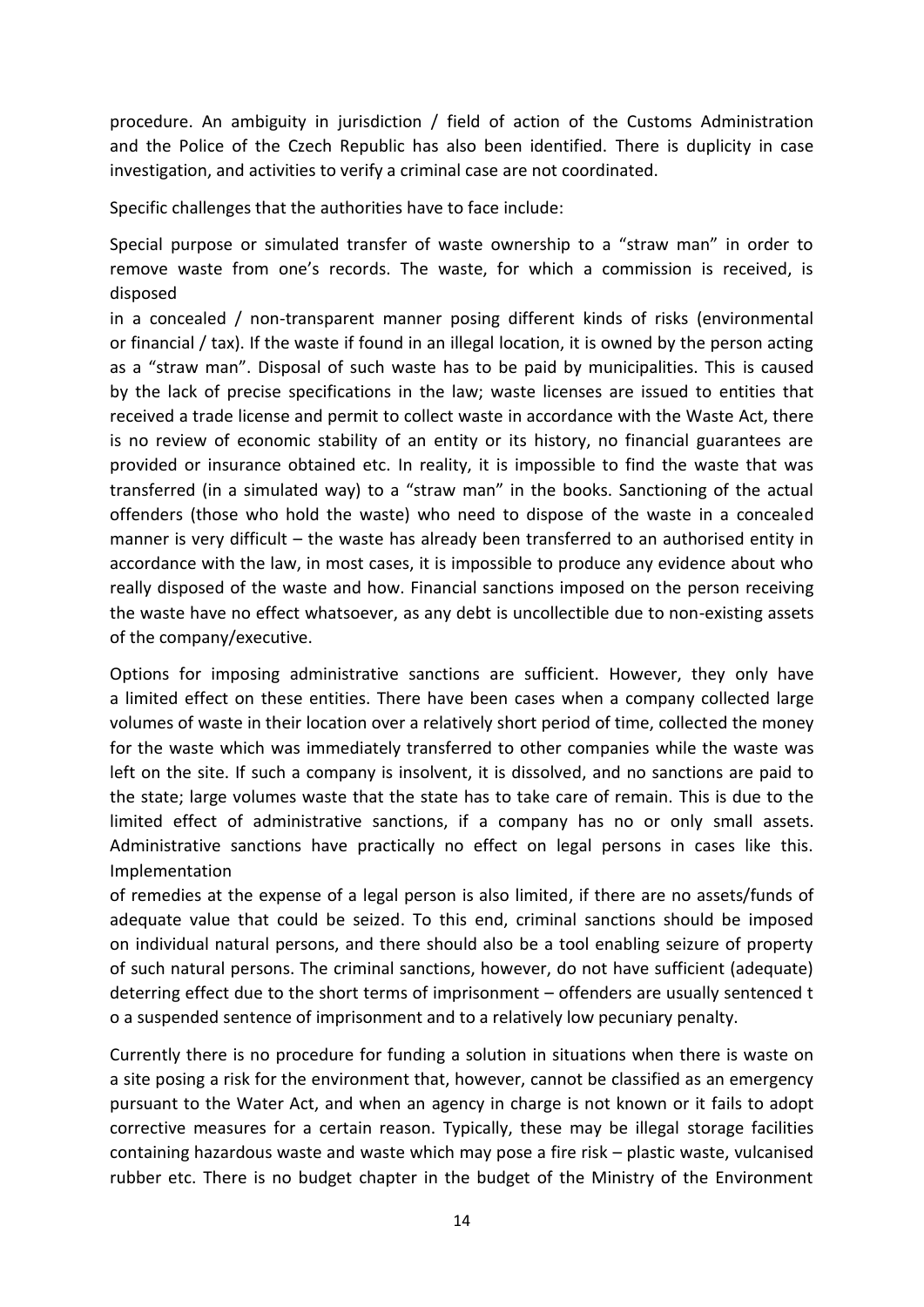procedure. An ambiguity in jurisdiction / field of action of the Customs Administration and the Police of the Czech Republic has also been identified. There is duplicity in case investigation, and activities to verify a criminal case are not coordinated.

Specific challenges that the authorities have to face include:

Special purpose or simulated transfer of waste ownership to a "straw man" in order to remove waste from one's records. The waste, for which a commission is received, is disposed in a concealed / non-transparent manner posing different kinds of risks (environmental or financial / tax). If the waste if found in an illegal location, it is owned by the person acting as a "straw man". Disposal of such waste has to be paid by municipalities. This is caused by the lack of precise specifications in the law; waste licenses are issued to entities that received a trade license and permit to collect waste in accordance with the Waste Act, there is no review of economic stability of an entity or its history, no financial guarantees are provided or insurance obtained etc. In reality, it is impossible to find the waste that was transferred (in a simulated way) to a "straw man" in the books. Sanctioning of the actual offenders (those who hold the waste) who need to dispose of the waste in a concealed manner is very difficult – the waste has already been transferred to an authorised entity in accordance with the law, in most cases, it is impossible to produce any evidence about who really disposed of the waste and how. Financial sanctions imposed on the person receiving the waste have no effect whatsoever, as any debt is uncollectible due to non-existing assets of the company/executive.

Options for imposing administrative sanctions are sufficient. However, they only have a limited effect on these entities. There have been cases when a company collected large volumes of waste in their location over a relatively short period of time, collected the money for the waste which was immediately transferred to other companies while the waste was left on the site. If such a company is insolvent, it is dissolved, and no sanctions are paid to the state; large volumes waste that the state has to take care of remain. This is due to the limited effect of administrative sanctions, if a company has no or only small assets. Administrative sanctions have practically no effect on legal persons in cases like this. Implementation of remedies at the expense of a legal person is also limited, if there are no assets/funds of adequate value that could be seized. To this end, criminal sanctions should be imposed on individual natural persons, and there should also be a tool enabling seizure of property of such natural persons. The criminal sanctions, however, do not have sufficient (adequate) deterring effect due to the short terms of imprisonment – offenders are usually sentenced to a suspended sentence of imprisonment and to a relatively low pecuniary penalty.

Currently there is no procedure for funding a solution in situations when there is waste on a site posing a risk for the environment that, however, cannot be classified as an emergency pursuant to the Water Act, and when an agency in charge is not known or it fails to adopt corrective measures for a certain reason. Typically, these may be illegal storage facilities containing hazardous waste and waste which may pose a fire risk – plastic waste, vulcanised rubber etc. There is no budget chapter in the budget of the Ministry of the Environment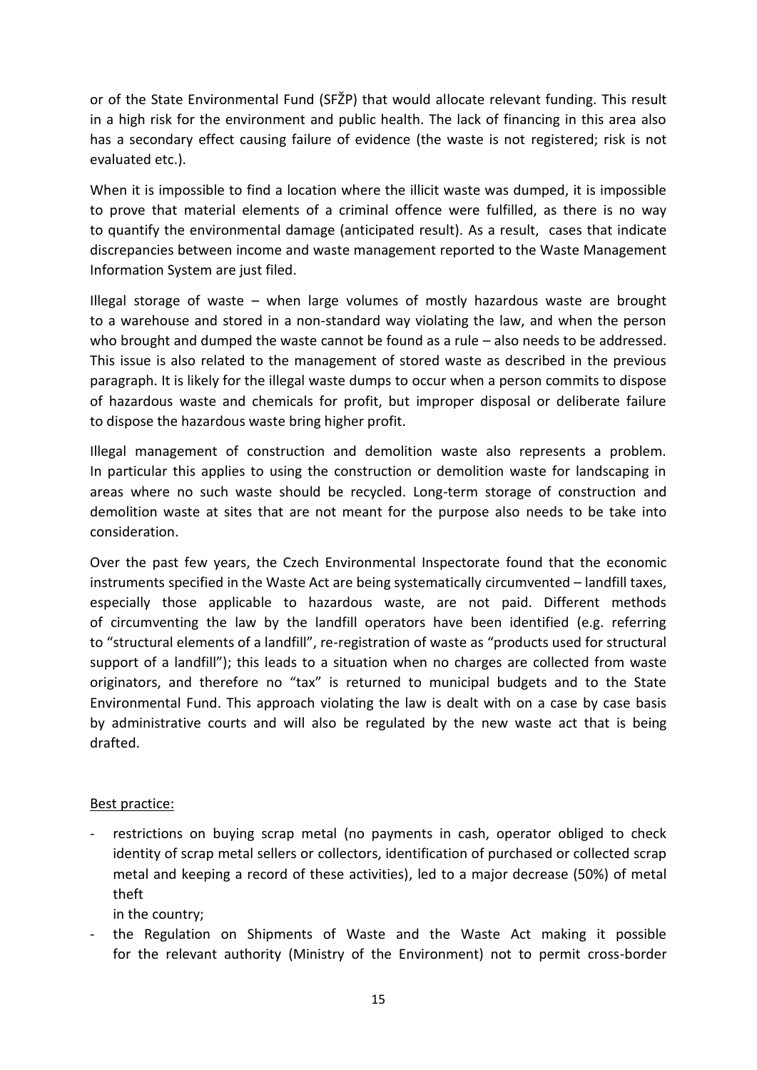or of the State Environmental Fund (SFŽP) that would allocate relevant funding. This result in a high risk for the environment and public health. The lack of financing in this area also has a secondary effect causing failure of evidence (the waste is not registered; risk is not evaluated etc.).

When it is impossible to find a location where the illicit waste was dumped, it is impossible to prove that material elements of a criminal offence were fulfilled, as there is no way to quantify the environmental damage (anticipated result). As a result, cases that indicate discrepancies between income and waste management reported to the Waste Management Information System are just filed.

Illegal storage of waste – when large volumes of mostly hazardous waste are brought to a warehouse and stored in a non-standard way violating the law, and when the person who brought and dumped the waste cannot be found as a rule – also needs to be addressed. This issue is also related to the management of stored waste as described in the previous paragraph. It is likely for the illegal waste dumps to occur when a person commits to dispose of hazardous waste and chemicals for profit, but improper disposal or deliberate failure to dispose the hazardous waste bring higher profit.

Illegal management of construction and demolition waste also represents a problem. In particular this applies to using the construction or demolition waste for landscaping in areas where no such waste should be recycled. Long-term storage of construction and demolition waste at sites that are not meant for the purpose also needs to be take into consideration.

Over the past few years, the Czech Environmental Inspectorate found that the economic instruments specified in the Waste Act are being systematically circumvented – landfill taxes, especially those applicable to hazardous waste, are not paid. Different methods of circumventing the law by the landfill operators have been identified (e.g. referring to "structural elements of a landfill", re-registration of waste as "products used for structural support of a landfill"); this leads to a situation when no charges are collected from waste originators, and therefore no "tax" is returned to municipal budgets and to the State Environmental Fund. This approach violating the law is dealt with on a case by case basis by administrative courts and will also be regulated by the new waste act that is being drafted.

Best practice:

- restrictions on buying scrap metal (no payments in cash, operator obliged to check identity of scrap metal sellers or collectors, identification of purchased or collected scrap metal and keeping a record of these activities), led to a major decrease (50%) of metal theft in the country;
- the Regulation on Shipments of Waste and the Waste Act making it possible for the relevant authority (Ministry of the Environment) not to permit cross-border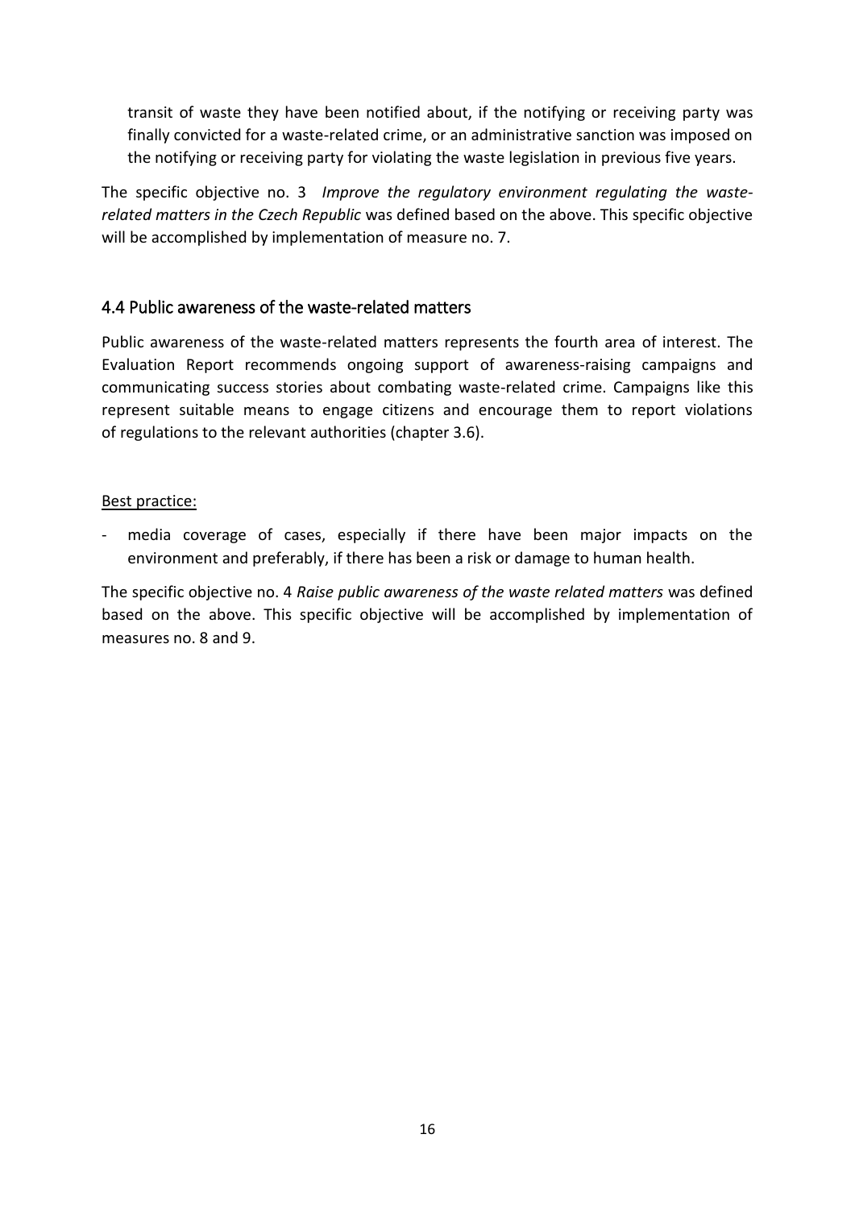transit of waste they have been notified about, if the notifying or receiving party was finally convicted for a waste-related crime, or an administrative sanction was imposed on the notifying or receiving party for violating the waste legislation in previous five years.

The specific objective no. 3 *Improve the regulatory environment regulating the waste-related matters in the Czech Republic* was defined based on the above. This specific objective will be accomplished by implementation of measure no. 7.

## 4.4 Public awareness of the waste-related matters

Public awareness of the waste-related matters represents the fourth area of interest. The Evaluation Report recommends ongoing support of awareness-raising campaigns and communicating success stories about combating waste-related crime. Campaigns like this represent suitable means to engage citizens and encourage them to report violations of regulations to the relevant authorities (chapter 3.6).

Best practice:

- media coverage of cases, especially if there have been major impacts on the environment and preferably, if there has been a risk or damage to human health.

The specific objective no. 4 *Raise public awareness of the waste related matters* was defined based on the above. This specific objective will be accomplished by implementation of measures no. 8 and 9.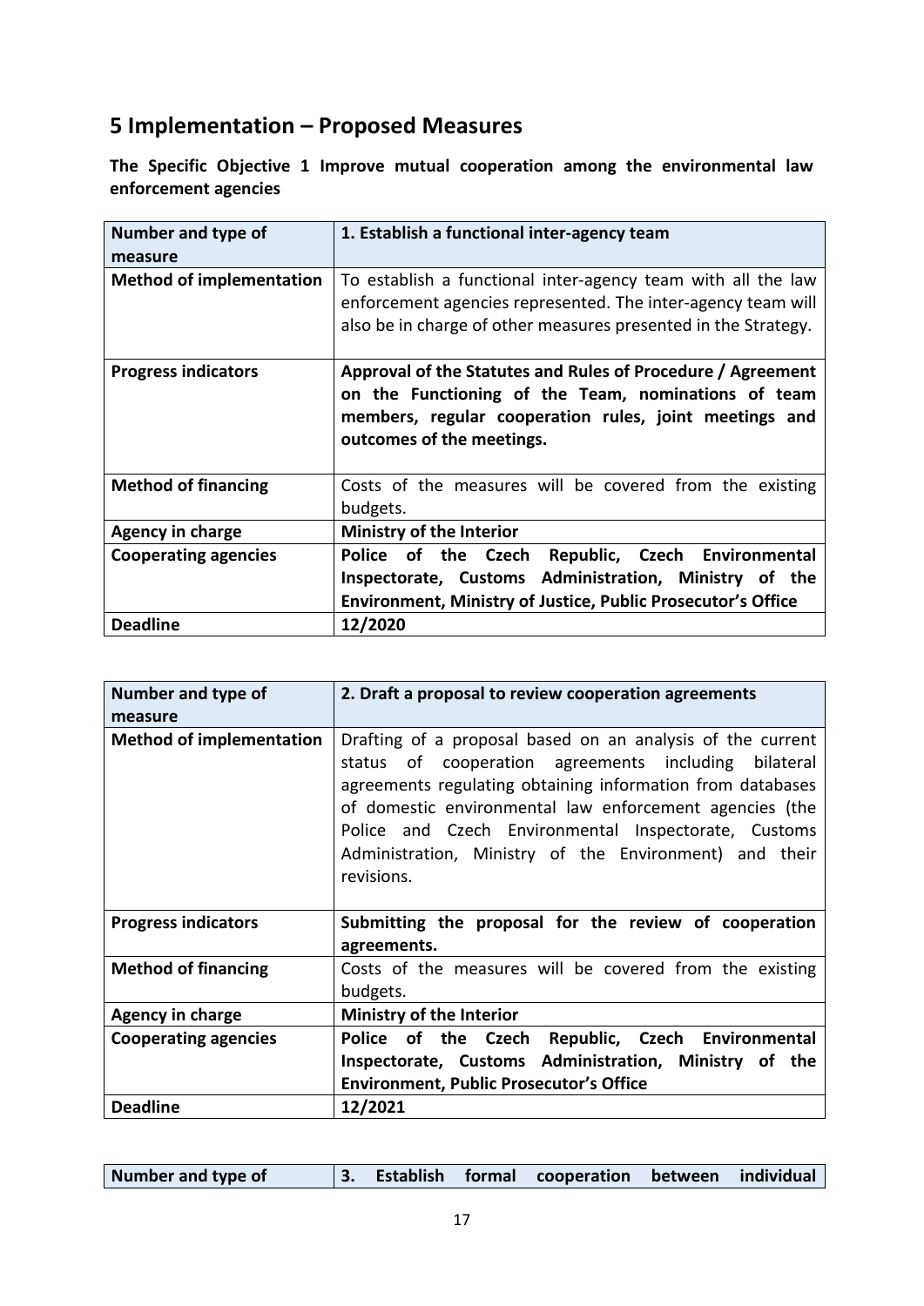# 5 Implementation – Proposed Measures

**The Specific Objective 1 Improve mutual cooperation among the environmental law enforcement agencies**

| **Number and type of measure** | **1. Establish a functional inter-agency team** |
| --- | --- |
| **Method of implementation** | To establish a functional inter-agency team with all the law enforcement agencies represented. The inter-agency team will also be in charge of other measures presented in the Strategy. |
| **Progress indicators** | **Approval of the Statutes and Rules of Procedure / Agreement on the Functioning of the Team, nominations of team members, regular cooperation rules, joint meetings and outcomes of the meetings.** |
| **Method of financing** | Costs of the measures will be covered from the existing budgets. |
| **Agency in charge** | **Ministry of the Interior** |
| **Cooperating agencies** | **Police of the Czech Republic, Czech Environmental Inspectorate, Customs Administration, Ministry of the Environment, Ministry of Justice, Public Prosecutor's Office** |
| **Deadline** | **12/2020** |

| **Number and type of measure** | **2. Draft a proposal to review cooperation agreements** |
| --- | --- |
| **Method of implementation** | Drafting of a proposal based on an analysis of the current status of cooperation agreements including bilateral agreements regulating obtaining information from databases of domestic environmental law enforcement agencies (the Police and Czech Environmental Inspectorate, Customs Administration, Ministry of the Environment) and their revisions. |
| **Progress indicators** | **Submitting the proposal for the review of cooperation agreements.** |
| **Method of financing** | Costs of the measures will be covered from the existing budgets. |
| **Agency in charge** | **Ministry of the Interior** |
| **Cooperating agencies** | **Police of the Czech Republic, Czech Environmental Inspectorate, Customs Administration, Ministry of the Environment, Public Prosecutor's Office** |
| **Deadline** | **12/2021** |

| **Number and type of** | **3. Establish formal cooperation between individual** |
| --- | --- |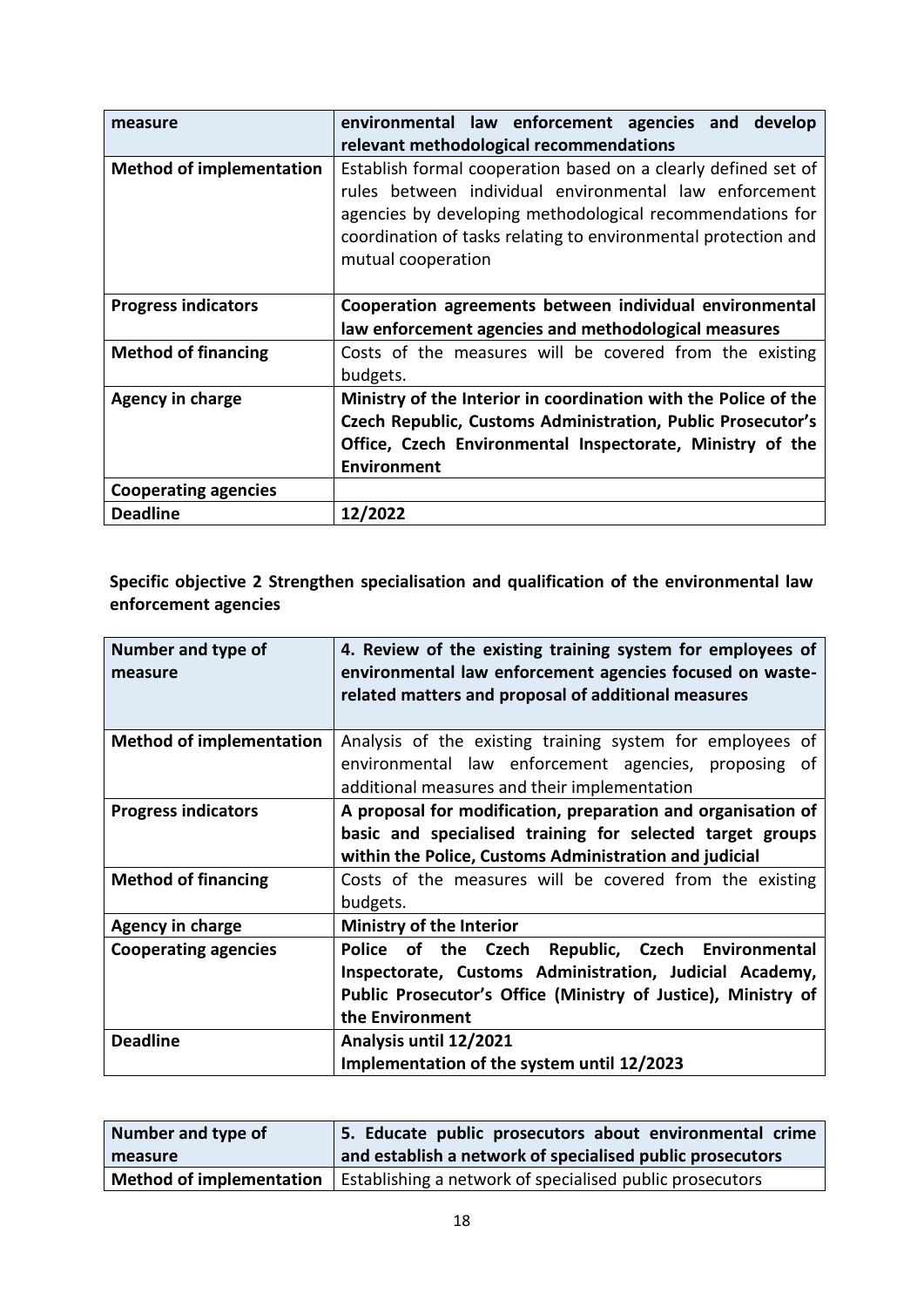| measure | **environmental law enforcement agencies and develop relevant methodological recommendations** |
|---|---|
| **Method of implementation** | Establish formal cooperation based on a clearly defined set of rules between individual environmental law enforcement agencies by developing methodological recommendations for coordination of tasks relating to environmental protection and mutual cooperation |
| **Progress indicators** | **Cooperation agreements between individual environmental law enforcement agencies and methodological measures** |
| **Method of financing** | Costs of the measures will be covered from the existing budgets. |
| **Agency in charge** | **Ministry of the Interior in coordination with the Police of the Czech Republic, Customs Administration, Public Prosecutor's Office, Czech Environmental Inspectorate, Ministry of the Environment** |
| **Cooperating agencies** | |
| **Deadline** | **12/2022** |

**Specific objective 2 Strengthen specialisation and qualification of the environmental law enforcement agencies**

| **Number and type of measure** | **4. Review of the existing training system for employees of environmental law enforcement agencies focused on waste-related matters and proposal of additional measures** |
|---|---|
| **Method of implementation** | Analysis of the existing training system for employees of environmental law enforcement agencies, proposing of additional measures and their implementation |
| **Progress indicators** | **A proposal for modification, preparation and organisation of basic and specialised training for selected target groups within the Police, Customs Administration and judicial** |
| **Method of financing** | Costs of the measures will be covered from the existing budgets. |
| **Agency in charge** | **Ministry of the Interior** |
| **Cooperating agencies** | **Police of the Czech Republic, Czech Environmental Inspectorate, Customs Administration, Judicial Academy, Public Prosecutor's Office (Ministry of Justice), Ministry of the Environment** |
| **Deadline** | **Analysis until 12/2021**<br>**Implementation of the system until 12/2023** |

| **Number and type of measure** | **5. Educate public prosecutors about environmental crime and establish a network of specialised public prosecutors** |
|---|---|
| **Method of implementation** | Establishing a network of specialised public prosecutors |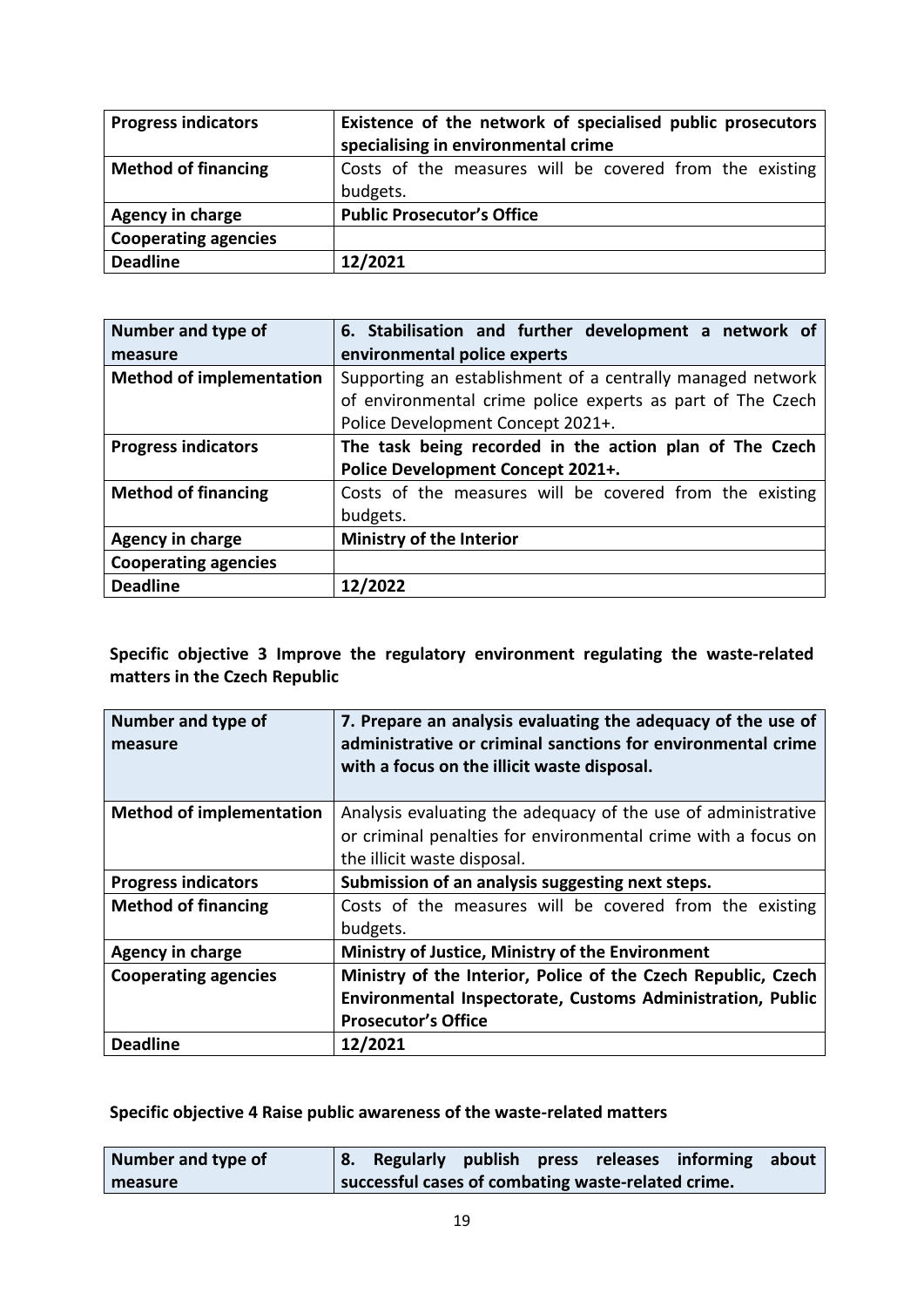| Progress indicators | **Existence of the network of specialised public prosecutors specialising in environmental crime** |
|---|---|
| **Method of financing** | Costs of the measures will be covered from the existing budgets. |
| **Agency in charge** | **Public Prosecutor's Office** |
| **Cooperating agencies** | |
| **Deadline** | **12/2021** |

| Number and type of measure | 6. Stabilisation and further development a network of environmental police experts |
|---|---|
| **Method of implementation** | Supporting an establishment of a centrally managed network of environmental crime police experts as part of The Czech Police Development Concept 2021+. |
| **Progress indicators** | **The task being recorded in the action plan of The Czech Police Development Concept 2021+.** |
| **Method of financing** | Costs of the measures will be covered from the existing budgets. |
| **Agency in charge** | **Ministry of the Interior** |
| **Cooperating agencies** | |
| **Deadline** | **12/2022** |

**Specific objective 3 Improve the regulatory environment regulating the waste-related matters in the Czech Republic**

| Number and type of measure | 7. Prepare an analysis evaluating the adequacy of the use of administrative or criminal sanctions for environmental crime with a focus on the illicit waste disposal. |
|---|---|
| **Method of implementation** | Analysis evaluating the adequacy of the use of administrative or criminal penalties for environmental crime with a focus on the illicit waste disposal. |
| **Progress indicators** | **Submission of an analysis suggesting next steps.** |
| **Method of financing** | Costs of the measures will be covered from the existing budgets. |
| **Agency in charge** | **Ministry of Justice, Ministry of the Environment** |
| **Cooperating agencies** | **Ministry of the Interior, Police of the Czech Republic, Czech Environmental Inspectorate, Customs Administration, Public Prosecutor's Office** |
| **Deadline** | **12/2021** |

**Specific objective 4 Raise public awareness of the waste-related matters**

| Number and type of measure | 8. Regularly publish press releases informing about successful cases of combating waste-related crime. |
|---|---|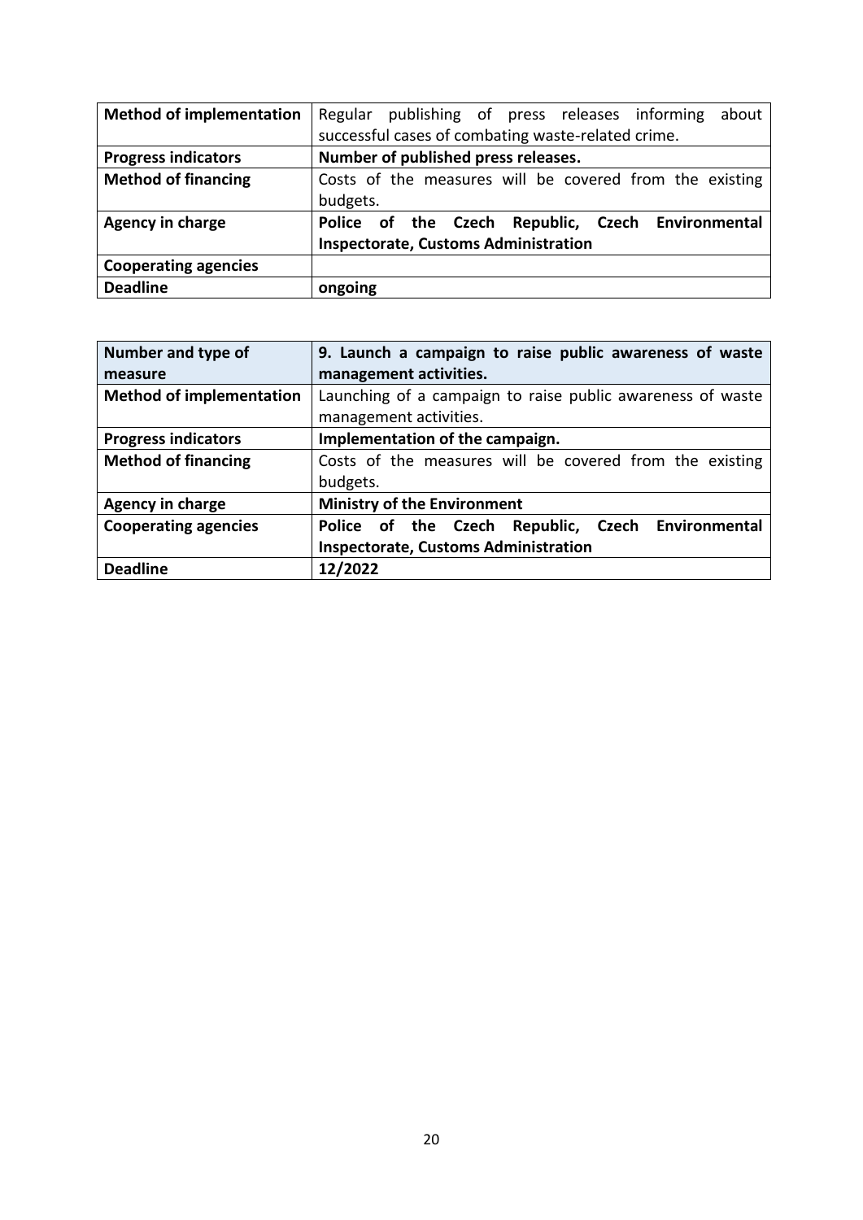| **Method of implementation** | Regular publishing of press releases informing about successful cases of combating waste-related crime. |
|---|---|
| **Progress indicators** | **Number of published press releases.** |
| **Method of financing** | Costs of the measures will be covered from the existing budgets. |
| **Agency in charge** | **Police of the Czech Republic, Czech Environmental Inspectorate, Customs Administration** |
| **Cooperating agencies** | |
| **Deadline** | **ongoing** |

| **Number and type of measure** | **9. Launch a campaign to raise public awareness of waste management activities.** |
|---|---|
| **Method of implementation** | Launching of a campaign to raise public awareness of waste management activities. |
| **Progress indicators** | **Implementation of the campaign.** |
| **Method of financing** | Costs of the measures will be covered from the existing budgets. |
| **Agency in charge** | **Ministry of the Environment** |
| **Cooperating agencies** | **Police of the Czech Republic, Czech Environmental Inspectorate, Customs Administration** |
| **Deadline** | **12/2022** |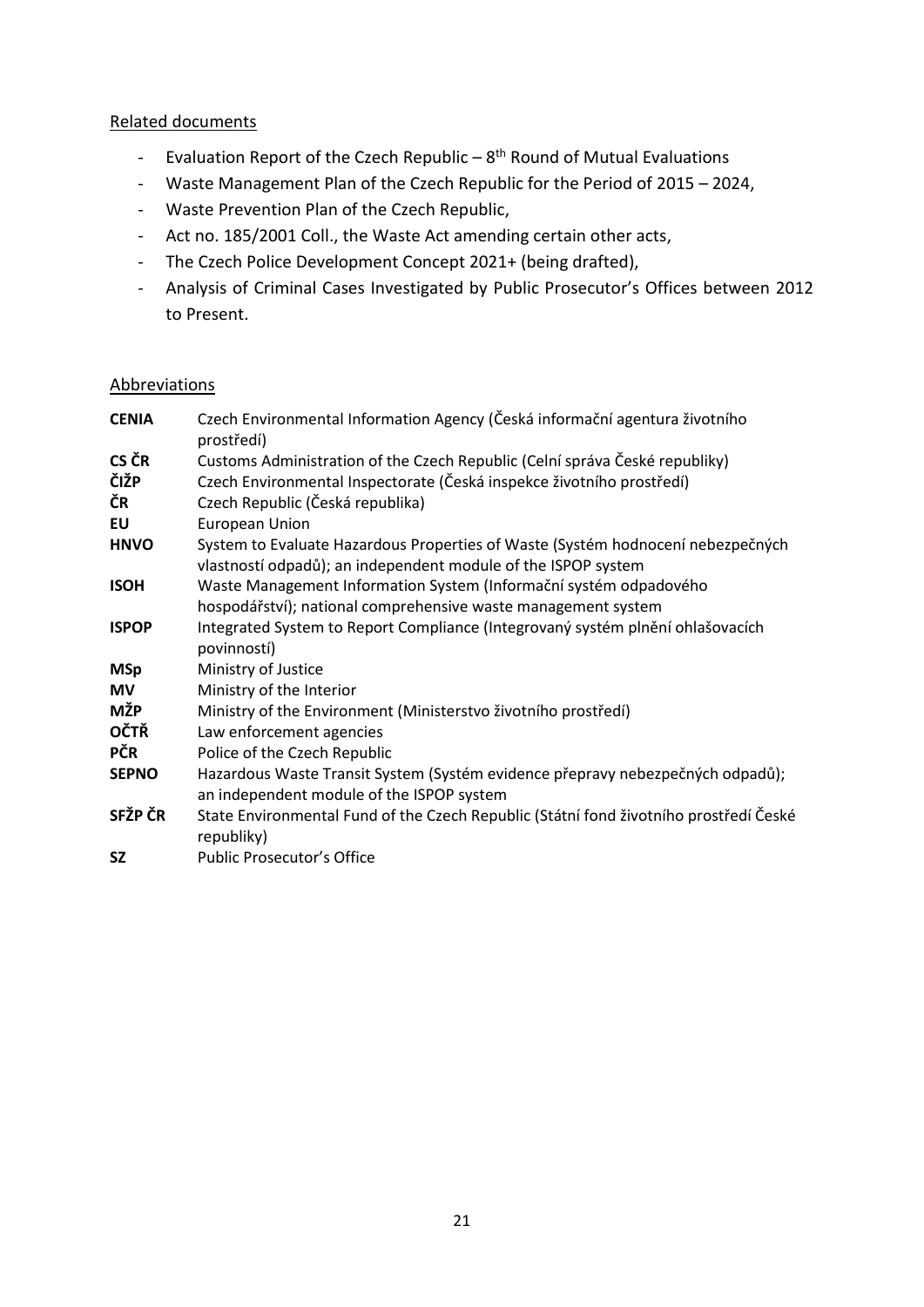Related documents

- Evaluation Report of the Czech Republic – 8th Round of Mutual Evaluations
- Waste Management Plan of the Czech Republic for the Period of 2015 – 2024,
- Waste Prevention Plan of the Czech Republic,
- Act no. 185/2001 Coll., the Waste Act amending certain other acts,
- The Czech Police Development Concept 2021+ (being drafted),
- Analysis of Criminal Cases Investigated by Public Prosecutor's Offices between 2012 to Present.

Abbreviations

| | |
|---|---|
| **CENIA** | Czech Environmental Information Agency (Česká informační agentura životního prostředí) |
| **CS ČR** | Customs Administration of the Czech Republic (Celní správa České republiky) |
| **ČIŽP** | Czech Environmental Inspectorate (Česká inspekce životního prostředí) |
| **ČR** | Czech Republic (Česká republika) |
| **EU** | European Union |
| **HNVO** | System to Evaluate Hazardous Properties of Waste (Systém hodnocení nebezpečných vlastností odpadů); an independent module of the ISPOP system |
| **ISOH** | Waste Management Information System (Informační systém odpadového hospodářství); national comprehensive waste management system |
| **ISPOP** | Integrated System to Report Compliance (Integrovaný systém plnění ohlašovacích povinností) |
| **MSp** | Ministry of Justice |
| **MV** | Ministry of the Interior |
| **MŽP** | Ministry of the Environment (Ministerstvo životního prostředí) |
| **OČTŘ** | Law enforcement agencies |
| **PČR** | Police of the Czech Republic |
| **SEPNO** | Hazardous Waste Transit System (Systém evidence přepravy nebezpečných odpadů); an independent module of the ISPOP system |
| **SFŽP ČR** | State Environmental Fund of the Czech Republic (Státní fond životního prostředí České republiky) |
| **SZ** | Public Prosecutor's Office |